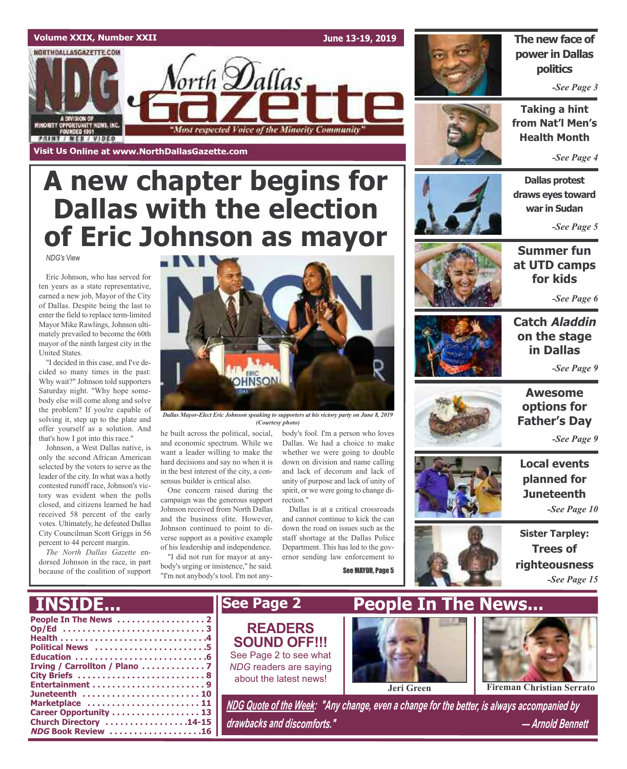Volume XXIX, Number XXII — June 13-19, 2019

# North Dallas Gazette

"Most respected Voice of the Minority Community"

NORTHDALLASGAZETTE.COM — NDG — A DIVISION OF MINORITY OPPORTUNITY NEWS, INC. FOUNDED 1991 — PRINT / WEB / VIDEO

Visit Us Online at www.NorthDallasGazette.com

# A new chapter begins for Dallas with the election of Eric Johnson as mayor

*NDG's* View

Eric Johnson, who has served for ten years as a state representative, earned a new job, Mayor of the City of Dallas. Despite being the last to enter the field to replace term-limited Mayor Mike Rawlings, Johnson ultimately prevailed to become the 60th mayor of the ninth largest city in the United States.

"I decided in this case, and I've decided so many times in the past: Why wait?" Johnson told supporters Saturday night. "Why hope somebody else will come along and solve the problem? If you're capable of solving it, step up to the plate and offer yourself as a solution. And that's how I got into this race."

Johnson, a West Dallas native, is only the second African American selected by the voters to serve as the leader of the city. In what was a hotly contested runoff race, Johnson's victory was evident when the polls closed, and citizens learned he had received 58 percent of the early votes. Ultimately, he defeated Dallas City Councilman Scott Griggs in 56 percent to 44 percent margin.

*The North Dallas Gazette* endorsed Johnson in the race, in part because of the coalition of support he built across the political, social, and economic spectrum. While we want a leader willing to make the hard decisions and say no when it is in the best interest of the city, a consensus builder is critical also.

One concern raised during the campaign was the generous support Johnson received from North Dallas and the business elite. However, Johnson continued to point to diverse support as a positive example of his leadership and independence.

"I did not run for mayor at anybody's urging or insistence," he said. "I'm not anybody's tool. I'm not anybody's fool. I'm a person who loves Dallas. We had a choice to make whether we were going to double down on division and name calling and lack of decorum and lack of unity of purpose and lack of unity of spirit, or we were going to change direction."

Dallas is at a critical crossroads and cannot continue to kick the can down the road on issues such as the staff shortage at the Dallas Police Department. This has led to the governor sending law enforcement to

See MAYOR, Page 5

*Dallas Mayor-Elect Eric Johnson speaking to supporters at his victory party on June 8, 2019 (Courtesy photo)*

---

**The new face of power in Dallas politics** — *-See Page 3*

**Taking a hint from Nat'l Men's Health Month** — *-See Page 4*

**Dallas protest draws eyes toward war in Sudan** — *-See Page 5*

**Summer fun at UTD camps for kids** — *-See Page 6*

**Catch *Aladdin* on the stage in Dallas** — *-See Page 9*

**Awesome options for Father's Day** — *-See Page 9*

**Local events planned for Juneteenth** — *-See Page 10*

**Sister Tarpley: Trees of righteousness** — *-See Page 15*

---

## INSIDE...

- People In The News ... 2
- Op/Ed ... 3
- Health ... 4
- Political News ... 5
- Education ... 6
- Irving / Carrollton / Plano ... 7
- City Briefs ... 8
- Entertainment ... 9
- Juneteenth ... 10
- Marketplace ... 11
- Career Opportunity ... 13
- Church Directory ... 14-15
- *NDG* Book Review ... 16

## See Page 2

**READERS SOUND OFF!!!**

See Page 2 to see what *NDG* readers are saying about the latest news!

## People In The News...

Jeri Green

Fireman Christian Serrato

***NDG Quote of the Week:* "Any change, even a change for the better, is always accompanied by drawbacks and discomforts." — Arnold Bennett**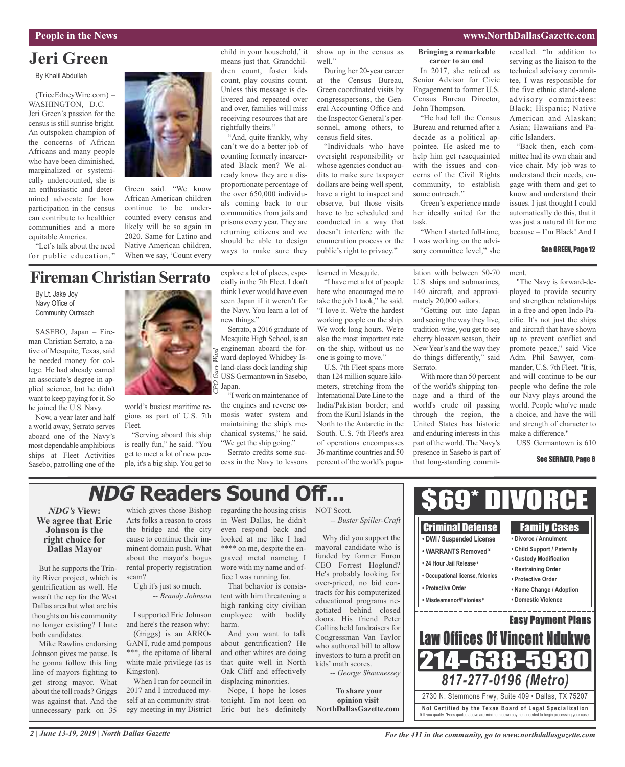## Jeri Green

By Khalil Abdullah

(TriceEdneyWire.com) – WASHINGTON, D.C. – Jeri Green's passion for the census is still sunrise bright. An outspoken champion of the concerns of African Africans and many people who have been diminished, marginalized or systemically undercounted, she is an enthusiastic and determined advocate for how participation in the census can contribute to healthier communities and a more equitable America.

"Let's talk about the need for public education," Green said. "We know African American children continue to be undercounted every census and likely will be so again in 2020. Same for Latino and Native American children. When we say, 'Count every child in your household,' it means just that. Grandchildren count, foster kids count, play cousins count. Unless this message is delivered and repeated over and over, families will miss receiving resources that are rightfully theirs."

"And, quite frankly, why can't we do a better job of counting formerly incarcerated Black men? We already know they are a disproportionate percentage of the over 650,000 individuals coming back to our communities from jails and prisons every year. They are returning citizens and we should be able to design ways to make sure they show up in the census as well."

During her 20-year career at the Census Bureau, Green coordinated visits by congresspersons, the General Accounting Office and the Inspector General's personnel, among others, to census field sites.

"Individuals who have oversight responsibility or whose agencies conduct audits to make sure taxpayer dollars are being well spent, have a right to inspect and observe, but those visits have to be scheduled and conducted in a way that doesn't interfere with the enumeration process or the public's right to privacy."

**Bringing a remarkable career to an end**

In 2017, she retired as Senior Advisor for Civic Engagement to former U.S. Census Bureau Director, John Thompson.

"He had left the Census Bureau and returned after a decade as a political appointee. He asked me to help him get reacquainted with the issues and concerns of the Civil Rights community, to establish some outreach."

Green's experience made her ideally suited for the task.

"When I started full-time, I was working on the advisory committee level," she recalled. "In addition to serving as the liaison to the technical advisory committee, I was responsible for the five ethnic stand-alone advisory committees: Black; Hispanic; Native American and Alaskan; Asian; Hawaiians and Pacific Islanders.

"Back then, each committee had its own chair and vice chair. My job was to understand their needs, engage with them and get to know and understand their issues. I just thought I could automatically do this, that it was just a natural fit for me because – I'm Black! And I

See GREEN, Page 12

## Fireman Christian Serrato

By Lt. Jake Joy
Navy Office of Community Outreach

CPO Gary Ward

SASEBO, Japan – Fireman Christian Serrato, a native of Mesquite, Texas, said he needed money for college. He had already earned an associate's degree in applied science, but he didn't want to keep paying for it. So he joined the U.S. Navy.

Now, a year later and half a world away, Serrato serves aboard one of the Navy's most dependable amphibious ships at Fleet Activities Sasebo, patrolling one of the world's busiest maritime regions as part of U.S. 7th Fleet.

"Serving aboard this ship is really fun," he said. "You get to meet a lot of new people, it's a big ship. You get to explore a lot of places, especially in the 7th Fleet. I don't think I ever would have even seen Japan if it weren't for the Navy. You learn a lot of new things."

Serrato, a 2016 graduate of Mesquite High School, is an engineman aboard the forward-deployed Whidbey Island-class dock landing ship USS Germantown in Sasebo, Japan.

"I work on maintenance of the engines and reverse osmosis water system and maintaining the ship's mechanical systems," he said. "We get the ship going."

Serrato credits some success in the Navy to lessons learned in Mesquite.

"I have met a lot of people here who encouraged me to take the job I took," he said. "I love it. We're the hardest working people on the ship. We work long hours. We're also the most important rate on the ship, without us no one is going to move."

U.S. 7th Fleet spans more than 124 million square kilometers, stretching from the International Date Line to the India/Pakistan border; and from the Kuril Islands in the North to the Antarctic in the South. U.S. 7th Fleet's area of operations encompasses 36 maritime countries and 50 percent of the world's population with between 50-70 U.S. ships and submarines, 140 aircraft, and approximately 20,000 sailors.

"Getting out into Japan and seeing the way they live, tradition-wise, you get to see cherry blossom season, their New Year's and the way they do things differently," said Serrato.

With more than 50 percent of the world's shipping tonnage and a third of the world's crude oil passing through the region, the United States has historic and enduring interests in this part of the world. The Navy's presence in Sasebo is part of that long-standing commitment.

"The Navy is forward-deployed to provide security and strengthen relationships in a free and open Indo-Pacific. It's not just the ships and aircraft that have shown up to prevent conflict and promote peace," said Vice Adm. Phil Sawyer, commander, U.S. 7th Fleet. "It is, and will continue to be our people who define the role our Navy plays around the world. People who've made a choice, and have the will and strength of character to make a difference."

USS Germantown is 610

See SERRATO, Page 6

## *NDG* Readers Sound Off...

***NDG's* View: We agree that Eric Johnson is the right choice for Dallas Mayor**

But he supports the Trinity River project, which is gentrification as well. He wasn't the rep for the West Dallas area but what are his thoughts on his community no longer existing? I hate both candidates.

Mike Rawlins endorsing Johnson gives me pause. Is he gonna follow this ling line of mayors fighting to get strong mayor. What about the toll roads? Griggs was against that. And the unnecessary park on 35 which gives those Bishop Arts folks a reason to cross the bridge and the city cause to continue their imminent domain push. What about the mayor's bogus rental property registration scam?

Ugh it's just so much.

*-- Brandy Johnson*

I supported Eric Johnson and here's the reason why:

(Griggs) is an ARROGANT, rude amd pompous ***, the epitome of liberal white male privilege (as is Kingston).

When I ran for council in 2017 and I introduced myself at an community strategy meeting in my District regarding the housing crisis in West Dallas, he didn't even respond back and looked at me like I had **** on me, despite the engraved metal nametag I wore with my name and office I was running for.

That behavior is consistent with him threatening a high ranking city civilian employee with bodily harm.

And you want to talk about gentrification? He and other whites are doing that quite well in North Oak Cliff and effectively displacing minorities.

Nope, I hope he loses tonight. I'm not keen on Eric but he's definitely NOT Scott.

*-- Buster Spiller-Craft*

Why did you support the mayoral candidate who is funded by former Enron CEO Forrest Hoglund? He's probably looking for over-priced, no bid contracts for his computerized educational programs negotiated behind closed doors. His friend Peter Collins held fundraisers for Congressman Van Taylor who authored bill to allow investors to turn a profit on kids' math scores.

*-- George Shawnessey*

**To share your opinion visit NorthDallasGazette.com**

---

# $69* DIVORCE

**Criminal Defense**
- DWI / Suspended License
- WARRANTS Removed¥
- 24 Hour Jail Release¥
- Occupational license, felonies
- Protective Order
- Misdeameanor/Felonies¥

**Family Cases**
- Divorce / Annulment
- Child Support / Paternity
- Custody Modification
- Restraining Order
- Protective Order
- Name Change / Adoption
- Domestic Violence

**Easy Payment Plans**

**Law Offices Of Vincent Ndukwe**

**214-638-5930**

***817-277-0196 (Metro)***

2730 N. Stemmons Frwy, Suite 409 • Dallas, TX 75207

**Not Certified by the Texas Board of Legal Specialization**
¥ If you qualify. *Fees quoted above are minimum down payment needed to begin processing your case.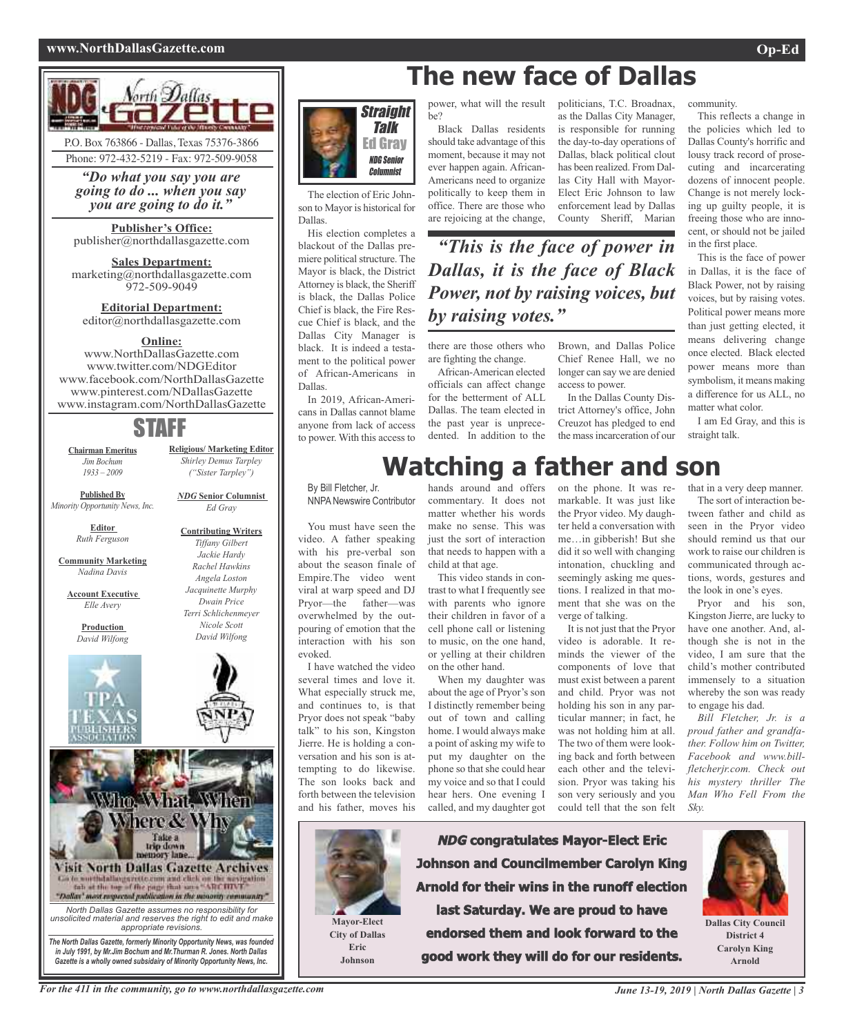North Dallas Gazette

P.O. Box 763866 - Dallas, Texas 75376-3866
Phone: 972-432-5219 - Fax: 972-509-9058

*"Do what you say you are going to do ... when you say you are going to do it."*

**Publisher's Office:**
publisher@northdallasgazette.com

**Sales Department:**
marketing@northdallasgazette.com
972-509-9049

**Editorial Department:**
editor@northdallasgazette.com

**Online:**
www.NorthDallasGazette.com
www.twitter.com/NDGEditor
www.facebook.com/NorthDallasGazette
www.pinterest.com/NDallasGazette
www.instagram.com/NorthDallasGazette

## STAFF

**Chairman Emeritus**
*Jim Bochum*
*1933 – 2009*

**Published By**
*Minority Opportunity News, Inc.*

**Editor**
*Ruth Ferguson*

**Community Marketing**
*Nadina Davis*

**Account Executive**
*Elle Avery*

**Production**
*David Wilfong*

**Religious/ Marketing Editor**
*Shirley Demus Tarpley ("Sister Tarpley")*

***NDG* Senior Columnist**
*Ed Gray*

**Contributing Writers**
*Tiffany Gilbert*
*Jackie Hardy*
*Rachel Hawkins*
*Angela Loston*
*Jacquinette Murphy*
*Dwain Price*
*Terri Schlichenmeyer*
*Nicole Scott*
*David Wilfong*

Who, What, When Where & Why
Take a trip down memory lane...
Visit North Dallas Gazette Archives
Go to northdallasgazette.com and click on the navigation tab at the top of the page that says "ARCHIVE"
"Dallas' most respected publication in the minority community"

*North Dallas Gazette assumes no responsibility for unsolicited material and reserves the right to edit and make appropriate revisions.*

***The North Dallas Gazette, formerly Minority Opportunity News, was founded in July 1991, by Mr.Jim Bochum and Mr.Thurman R. Jones. North Dallas Gazette is a wholly owned subsidairy of Minority Opportunity News, Inc.***

# The new face of Dallas

**Straight Talk**
**Ed Gray**
*NDG Senior Columnist*

The election of Eric Johnson to Mayor is historical for Dallas.

His election completes a blackout of the Dallas premiere political structure. The Mayor is black, the District Attorney is black, the Sheriff is black, the Dallas Police Chief is black, the Fire Rescue Chief is black, and the Dallas City Manager is black. It is indeed a testament to the political power of African-Americans in Dallas.

In 2019, African-Americans in Dallas cannot blame anyone from lack of access to power. With this access to power, what will the result be?

Black Dallas residents should take advantage of this moment, because it may not ever happen again. African-Americans need to organize politically to keep them in office. There are those who are rejoicing at the change, there are those others who are fighting the change.

> *"This is the face of power in Dallas, it is the face of Black Power, not by raising voices, but by raising votes."*

African-American elected officials can affect change for the betterment of ALL Dallas. The team elected in the past year is unprecedented. In addition to the politicians, T.C. Broadnax, as the Dallas City Manager, is responsible for running the day-to-day operations of Dallas, black political clout has been realized. From Dallas City Hall with Mayor-Elect Eric Johnson to law enforcement lead by Dallas County Sheriff, Marian Brown, and Dallas Police Chief Renee Hall, we no longer can say we are denied access to power.

In the Dallas County District Attorney's office, John Creuzot has pledged to end the mass incarceration of our community.

This reflects a change in the policies which led to Dallas County's horrific and lousy track record of prosecuting and incarcerating dozens of innocent people. Change is not merely locking up guilty people, it is freeing those who are innocent, or should not be jailed in the first place.

This is the face of power in Dallas, it is the face of Black Power, not by raising voices, but by raising votes. Political power means more than just getting elected, it means delivering change once elected. Black elected power means more than symbolism, it means making a difference for us ALL, no matter what color.

I am Ed Gray, and this is straight talk.

# Watching a father and son

By Bill Fletcher, Jr.
NNPA Newswire Contributor

You must have seen the video. A father speaking with his pre-verbal son about the season finale of Empire.The video went viral at warp speed and DJ Pryor—the father—was overwhelmed by the outpouring of emotion that the interaction with his son evoked.

I have watched the video several times and love it. What especially struck me, and continues to, is that Pryor does not speak "baby talk" to his son, Kingston Jierre. He is holding a conversation and his son is attempting to do likewise. The son looks back and forth between the television and his father, moves his hands around and offers commentary. It does not matter whether his words make no sense. This was just the sort of interaction that needs to happen with a child at that age.

This video stands in contrast to what I frequently see with parents who ignore their children in favor of a cell phone call or listening to music, on the one hand, or yelling at their children on the other hand.

When my daughter was about the age of Pryor's son I distinctly remember being out of town and calling home. I would always make a point of asking my wife to put my daughter on the phone so that she could hear my voice and so that I could hear hers. One evening I called, and my daughter got on the phone. It was remarkable. It was just like the Pryor video. My daughter held a conversation with me…in gibberish! But she did it so well with changing intonation, chuckling and seemingly asking me questions. I realized in that moment that she was on the verge of talking.

It is not just that the Pryor video is adorable. It reminds the viewer of the components of love that must exist between a parent and child. Pryor was not holding his son in any particular manner; in fact, he was not holding him at all. The two of them were looking back and forth between each other and the television. Pryor was taking his son very seriously and you could tell that the son felt that in a very deep manner.

The sort of interaction between father and child as seen in the Pryor video should remind us that our work to raise our children is communicated through actions, words, gestures and the look in one's eyes.

Pryor and his son, Kingston Jierre, are lucky to have one another. And, although she is not in the video, I am sure that the child's mother contributed immensely to a situation whereby the son was ready to engage his dad.

*Bill Fletcher, Jr. is a proud father and grandfather. Follow him on Twitter, Facebook and www.billfletcherjr.com. Check out his mystery thriller The Man Who Fell From the Sky.*

**Mayor-Elect City of Dallas Eric Johnson**

***NDG* congratulates Mayor-Elect Eric Johnson and Councilmember Carolyn King Arnold for their wins in the runoff election last Saturday. We are proud to have endorsed them and look forward to the good work they will do for our residents.**

**Dallas City Council District 4 Carolyn King Arnold**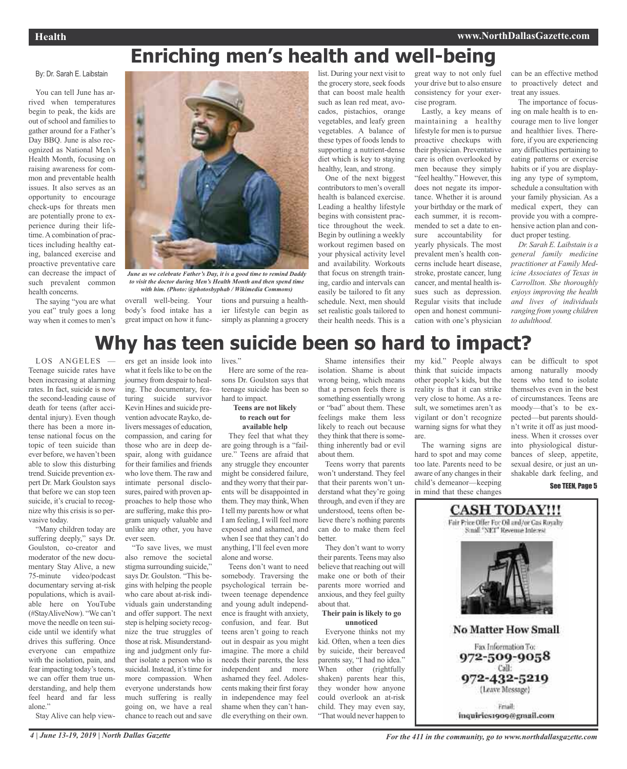# Enriching men's health and well-being

By: Dr. Sarah E. Laibstain

You can tell June has arrived when temperatures begin to peak, the kids are out of school and families to gather around for a Father's Day BBQ. June is also recognized as National Men's Health Month, focusing on raising awareness for common and preventable health issues. It also serves as an opportunity to encourage check-ups for threats men are potentially prone to experience during their lifetime. A combination of practices including healthy eating, balanced exercise and proactive preventative care can decrease the impact of such prevalent common health concerns.

*June as we celebrate Father's Day, it is a good time to remind Daddy to visit the doctor during Men's Health Month and then spend time with him. (Photo: @photosbyphab / Wikimedia Commons)*

The saying "you are what you eat" truly goes a long way when it comes to men's overall well-being. Your body's food intake has a great impact on how it functions and pursuing a healthier lifestyle can begin as simply as planning a grocery list. During your next visit to the grocery store, seek foods that can boost male health such as lean red meat, avocados, pistachios, orange vegetables, and leafy green vegetables. A balance of these types of foods lends to supporting a nutrient-dense diet which is key to staying healthy, lean, and strong.

One of the next biggest contributors to men's overall health is balanced exercise. Leading a healthy lifestyle begins with consistent practice throughout the week. Begin by outlining a weekly workout regimen based on your physical activity level and availability. Workouts that focus on strength training, cardio and intervals can easily be tailored to fit any schedule. Next, men should set realistic goals tailored to their health needs. This is a great way to not only fuel your drive but to also ensure consistency for your exercise program.

Lastly, a key means of maintaining a healthy lifestyle for men is to pursue proactive checkups with their physician. Preventative care is often overlooked by men because they simply "feel healthy." However, this does not negate its importance. Whether it is around your birthday or the mark of each summer, it is recommended to set a date to ensure accountability for yearly physicals. The most prevalent men's health concerns include heart disease, stroke, prostate cancer, lung cancer, and mental health issues such as depression. Regular visits that include open and honest communication with one's physician can be an effective method to proactively detect and treat any issues.

The importance of focusing on male health is to encourage men to live longer and healthier lives. Therefore, if you are experiencing any difficulties pertaining to eating patterns or exercise habits or if you are displaying any type of symptom, schedule a consultation with your family physician. As a medical expert, they can provide you with a comprehensive action plan and conduct proper testing.

*Dr. Sarah E. Laibstain is a general family medicine practitioner at Family Medicine Associates of Texas in Carrollton. She thoroughly enjoys improving the health and lives of individuals ranging from young children to adulthood.*

# Why has teen suicide been so hard to impact?

LOS ANGELES — Teenage suicide rates have been increasing at alarming rates. In fact, suicide is now the second-leading cause of death for teens (after accidental injury). Even though there has been a more intense national focus on the topic of teen suicide than ever before, we haven't been able to slow this disturbing trend. Suicide prevention expert Dr. Mark Goulston says that before we can stop teen suicide, it's crucial to recognize why this crisis is so pervasive today.

"Many children today are suffering deeply," says Dr. Goulston, co-creator and moderator of the new documentary Stay Alive, a new 75-minute video/podcast documentary serving at-risk populations, which is available here on YouTube (#StayAliveNow). "We can't move the needle on teen suicide until we identify what drives this suffering. Once everyone can empathize with the isolation, pain, and fear impacting today's teens, we can offer them true understanding, and help them feel heard and far less alone."

Stay Alive can help viewers get an inside look into what it feels like to be on the journey from despair to healing. The documentary, featuring suicide survivor Kevin Hines and suicide prevention advocate Rayko, delivers messages of education, compassion, and caring for those who are in deep despair, along with guidance for their families and friends who love them. The raw and intimate personal disclosures, paired with proven approaches to help those who are suffering, make this program uniquely valuable and unlike any other, you have ever seen.

"To save lives, we must also remove the societal stigma surrounding suicide," says Dr. Goulston. "This begins with helping the people who care about at-risk individuals gain understanding and offer support. The next step is helping society recognize the true struggles of those at risk. Misunderstanding and judgment only further isolate a person who is suicidal. Instead, it's time for more compassion. When everyone understands how much suffering is really going on, we have a real chance to reach out and save lives."

Here are some of the reasons Dr. Goulston says that teenage suicide has been so hard to impact.

**Teens are not likely to reach out for available help**

They feel that what they are going through is a "failure." Teens are afraid that any struggle they encounter might be considered failure, and they worry that their parents will be disappointed in them. They may think, When I tell my parents how or what I am feeling, I will feel more exposed and ashamed, and when I see that they can't do anything, I'll feel even more alone and worse.

Teens don't want to need somebody. Traversing the psychological terrain between teenage dependence and young adult independence is fraught with anxiety, confusion, and fear. But teens aren't going to reach out in despair as you might imagine. The more a child needs their parents, the less independent and more ashamed they feel. Adolescents making their first foray in independence may feel shame when they can't handle everything on their own.

Shame intensifies their isolation. Shame is about wrong being, which means that a person feels there is something essentially wrong or "bad" about them. These feelings make them less likely to reach out because they think that there is something inherently bad or evil about them.

Teens worry that parents won't understand. They feel that their parents won't understand what they're going through, and even if they are understood, teens often believe there's nothing parents can do to make them feel better.

They don't want to worry their parents. Teens may also believe that reaching out will make one or both of their parents more worried and anxious, and they feel guilty about that.

**Their pain is likely to go unnoticed**

Everyone thinks not my kid. Often, when a teen dies by suicide, their bereaved parents say, "I had no idea." When other (rightfully shaken) parents hear this, they wonder how anyone could overlook an at-risk child. They may even say, "That would never happen to my kid." People always think that suicide impacts other people's kids, but the reality is that it can strike very close to home. As a result, we sometimes aren't as vigilant or don't recognize warning signs for what they are.

The warning signs are hard to spot and may come too late. Parents need to be aware of any changes in their child's demeanor—keeping in mind that these changes can be difficult to spot among naturally moody teens who tend to isolate themselves even in the best of circumstances. Teens are moody—that's to be expected—but parents shouldn't write it off as just moodiness. When it crosses over into physiological disturbances of sleep, appetite, sexual desire, or just an unshakable dark feeling, and

See TEEN, Page 5

**CASH TODAY!!!**

Fair Price Offer For Oil and/or Gas Royalty
Small "NET" Revenue Interest

**No Matter How Small**

Fax Information To:
972-509-9058
Call:
972-432-5219
(Leave Message)

Email:
inquiries1909@gmail.com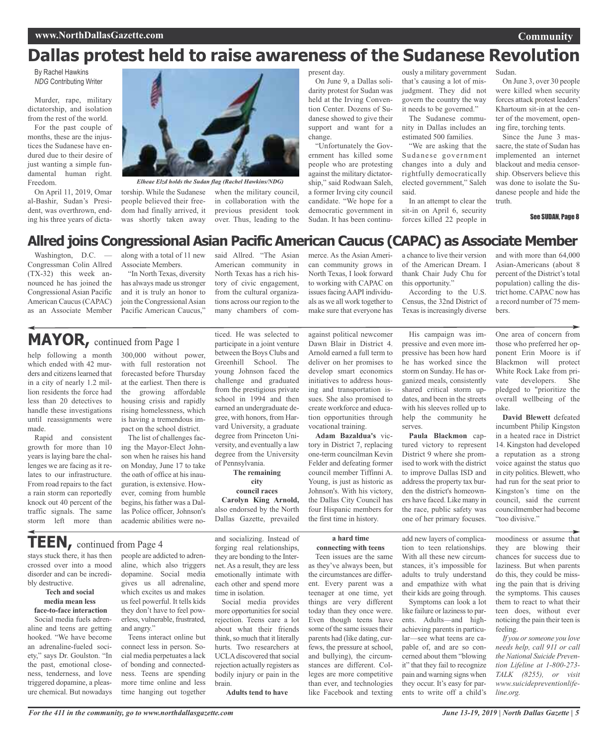# Dallas protest held to raise awareness of the Sudanese Revolution

By Rachel Hawkins
*NDG* Contributing Writer

Murder, rape, military dictatorship, and isolation from the rest of the world.

For the past couple of months, these are the injustices the Sudanese have endured due to their desire of just wanting a simple fundamental human right. Freedom.

On April 11, 2019, Omar al-Bashir, Sudan's President, was overthrown, ending his three years of dictatorship. While the Sudanese people believed their freedom had finally arrived, it was shortly taken away when the military council, in collaboration with the previous president took over. Thus, leading to the present day.

*Elheae Elzd holds the Sudan flag (Rachel Hawkins/NDG)*

On June 9, a Dallas solidarity protest for Sudan was held at the Irving Convention Center. Dozens of Sudanese showed to give their support and want for a change.

"Unfortunately the Government has killed some people who are protesting against the military dictatorship," said Rodwaan Saleh, a former Irving city council candidate. "We hope for a democratic government in Sudan. It has been continuously a military government that's causing a lot of misjudgment. They did not govern the country the way it needs to be governed."

The Sudanese community in Dallas includes an estimated 500 families.

"We are asking that the Sudanese government changes into a duly and rightfully democratically elected government," Saleh said.

In an attempt to clear the sit-in on April 6, security forces killed 22 people in Sudan.

On June 3, over 30 people were killed when security forces attack protest leaders' Khartoum sit-in at the center of the movement, opening fire, torching tents.

Since the June 3 massacre, the state of Sudan has implemented an internet blackout and media censorship. Observers believe this was done to isolate the Sudanese people and hide the truth.

See SUDAN, Page 8

# Allred joins Congressional Asian Pacific American Caucus (CAPAC) as Associate Member

Washington, D.C. — Congressman Colin Allred (TX-32) this week announced he has joined the Congressional Asian Pacific American Caucus (CAPAC) as an Associate Member along with a total of 11 new Associate Members.

"In North Texas, diversity has always made us stronger and it is truly an honor to join the Congressional Asian Pacific American Caucus," said Allred. "The Asian American community in North Texas has a rich history of civic engagement, from the cultural organizations across our region to the many chambers of commerce. As the Asian American community grows in North Texas, I look forward to working with CAPAC on issues facing AAPI individuals as we all work together to make sure that everyone has a chance to live their version of the American Dream. I thank Chair Judy Chu for this opportunity."

According to the U.S. Census, the 32nd District of Texas is increasingly diverse and with more than 64,000 Asian-Americans (about 8 percent of the District's total population) calling the district home. CAPAC now has a record number of 75 members.

# MAYOR, continued from Page 1

help following a month which ended with 42 murders and citizens learned that in a city of nearly 1.2 million residents the force had less than 20 detectives to handle these investigations until reassignments were made.

Rapid and consistent growth for more than 10 years is laying bare the challenges we are facing as it relates to our infrastructure. From road repairs to the fact a rain storm can reportedly knock out 40 percent of the traffic signals. The same storm left more than 300,000 without power, with full restoration not forecasted before Thursday at the earliest. Then there is the growing affordable housing crisis and rapidly rising homelessness, which is having a tremendous impact on the school district.

The list of challenges facing the Mayor-Elect Johnson when he raises his hand on Monday, June 17 to take the oath of office at his inauguration, is extensive. However, coming from humble begins, his father was a Dallas Police officer, Johnson's academic abilities were noticed. He was selected to participate in a joint venture between the Boys Clubs and Greenhill School. The young Johnson faced the challenge and graduated from the prestigious private school in 1994 and then earned an undergraduate degree, with honors, from Harvard University, a graduate degree from Princeton University, and eventually a law degree from the University of Pennsylvania.

**The remaining city council races**

**Carolyn King Arnold,** also endorsed by the North Dallas Gazette, prevailed against political newcomer Dawn Blair in District 4. Arnold earned a full term to deliver on her promises to develop smart economics initiatives to address housing and transportation issues. She also promised to create workforce and education opportunities through vocational training.

**Adam Bazaldua's** victory in District 7, replacing one-term councilman Kevin Felder and defeating former council member Tiffinni A. Young, is just as historic as Johnson's. With his victory, the Dallas City Council has four Hispanic members for the first time in history.

His campaign was impressive and even more impressive has been how hard he has worked since the storm on Sunday. He has organized meals, consistently shared critical storm updates, and been in the streets with his sleeves rolled up to help the community he serves.

**Paula Blackmon** captured victory to represent District 9 where she promised to work with the district to improve Dallas ISD and address the property tax burden the district's homeowners have faced. Like many in the race, public safety was one of her primary focuses. One area of concern from those who preferred her opponent Erin Moore is if Blackmon will protect White Rock Lake from private developers. She pledged to "prioritize the overall wellbeing of the lake.

**David Blewett** defeated incumbent Philip Kingston in a heated race in District 14. Kingston had developed a reputation as a strong voice against the status quo in city politics. Blewett, who had run for the seat prior to Kingston's time on the council, said the current councilmember had become "too divisive."

# TEEN, continued from Page 4

stays stuck there, it has then crossed over into a mood disorder and can be incredibly destructive.

**Tech and social media mean less face-to-face interaction**

Social media fuels adrenaline and teens are getting hooked. "We have become an adrenaline-fueled society," says Dr. Goulston. "In the past, emotional closeness, tenderness, and love triggered dopamine, a pleasure chemical. But nowadays people are addicted to adrenaline, which also triggers dopamine. Social media gives us all adrenaline, which excites us and makes us feel powerful. It tells kids they don't have to feel powerless, vulnerable, frustrated, and angry."

Teens interact online but connect less in person. Social media perpetuates a lack of bonding and connectedness. Teens are spending more time online and less time hanging out together and socializing. Instead of forging real relationships, they are bonding to the Internet. As a result, they are less emotionally intimate with each other and spend more time in isolation.

Social media provides more opportunities for social rejection. Teens care a lot about what their friends think, so much that it literally hurts. Two researchers at UCLA discovered that social rejection actually registers as bodily injury or pain in the brain.

**Adults tend to have a hard time connecting with teens**

Teen issues are the same as they've always been, but the circumstances are different. Every parent was a teenager at one time, yet things are very different today than they once were. Even though teens have some of the same issues their parents had (like dating, curfews, the pressure at school, and bullying), the circumstances are different. Colleges are more competitive than ever, and technologies like Facebook and texting add new layers of complication to teen relationships. With all these new circumstances, it's impossible for adults to truly understand and empathize with what their kids are going through.

Symptoms can look a lot like failure or laziness to parents. Adults—and high-achieving parents in particular—see what teens are capable of, and are so concerned about them "blowing it" that they fail to recognize pain and warning signs when they occur. It's easy for parents to write off a child's moodiness or assume that they are blowing their chances for success due to laziness. But when parents do this, they could be missing the pain that is driving the symptoms. This causes them to react to what their teen does, without ever noticing the pain their teen is feeling.

*If you or someone you love needs help, call 911 or call the National Suicide Prevention Lifeline at 1-800-273-TALK (8255), or visit www.suicidepreventionlifeline.org.*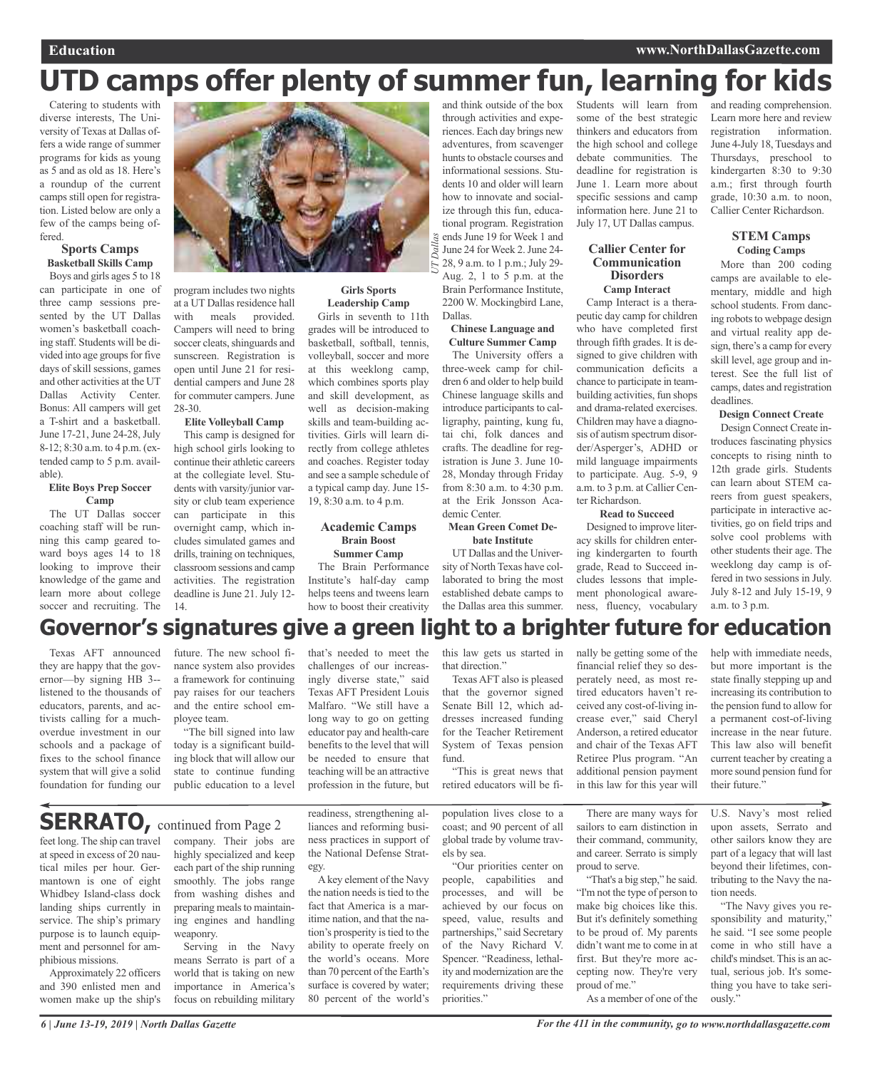# UTD camps offer plenty of summer fun, learning for kids

Catering to students with diverse interests, The University of Texas at Dallas offers a wide range of summer programs for kids as young as 5 and as old as 18. Here's a roundup of the current camps still open for registration. Listed below are only a few of the camps being offered.

## Sports Camps

### Basketball Skills Camp

Boys and girls ages 5 to 18 can participate in one of three camp sessions presented by the UT Dallas women's basketball coaching staff. Students will be divided into age groups for five days of skill sessions, games and other activities at the UT Dallas Activity Center. Bonus: All campers will get a T-shirt and a basketball. June 17-21, June 24-28, July 8-12; 8:30 a.m. to 4 p.m. (extended camp to 5 p.m. available).

### Elite Boys Prep Soccer Camp

The UT Dallas soccer coaching staff will be running this camp geared toward boys ages 14 to 18 looking to improve their knowledge of the game and learn more about college soccer and recruiting. The program includes two nights at a UT Dallas residence hall with meals provided. Campers will need to bring soccer cleats, shinguards and sunscreen. Registration is open until June 21 for residential campers and June 28 for commuter campers. June 28-30.

### Elite Volleyball Camp

This camp is designed for high school girls looking to continue their athletic careers at the collegiate level. Students with varsity/junior varsity or club team experience can participate in this overnight camp, which includes simulated games and drills, training on techniques, classroom sessions and camp activities. The registration deadline is June 21. July 12-14.

### Girls Sports Leadership Camp

Girls in seventh to 11th grades will be introduced to basketball, softball, tennis, volleyball, soccer and more at this weeklong camp, which combines sports play and skill development, as well as decision-making skills and team-building activities. Girls will learn directly from college athletes and coaches. Register today and see a sample schedule of a typical camp day. June 15-19, 8:30 a.m. to 4 p.m.

## Academic Camps

### Brain Boost Summer Camp

The Brain Performance Institute's half-day camp helps teens and tweens learn how to boost their creativity and think outside of the box through activities and experiences. Each day brings new adventures, from scavenger hunts to obstacle courses and informational sessions. Students 10 and older will learn how to innovate and socialize through this fun, educational program. Registration ends June 19 for Week 1 and June 24 for Week 2. June 24-28, 9 a.m. to 1 p.m.; July 29-Aug. 2, 1 to 5 p.m. at the Brain Performance Institute, 2200 W. Mockingbird Lane, Dallas.

UT Dallas

### Chinese Language and Culture Summer Camp

The University offers a three-week camp for children 6 and older to help build Chinese language skills and introduce participants to calligraphy, painting, kung fu, tai chi, folk dances and crafts. The deadline for registration is June 3. June 10-28, Monday through Friday from 8:30 a.m. to 4:30 p.m. at the Erik Jonsson Academic Center.

### Mean Green Comet Debate Institute

UT Dallas and the University of North Texas have collaborated to bring the most established debate camps to the Dallas area this summer. Students will learn from some of the best strategic thinkers and educators from the high school and college debate communities. The deadline for registration is June 1. Learn more about specific sessions and camp information here. June 21 to July 17, UT Dallas campus.

## Callier Center for Communication Disorders

### Camp Interact

Camp Interact is a therapeutic day camp for children who have completed first through fifth grades. It is designed to give children with communication deficits a chance to participate in team-building activities, fun shops and drama-related exercises. Children may have a diagnosis of autism spectrum disorder/Asperger's, ADHD or mild language impairments to participate. Aug. 5-9, 9 a.m. to 3 p.m. at Callier Center Richardson.

### Read to Succeed

Designed to improve literacy skills for children entering kindergarten to fourth grade, Read to Succeed includes lessons that implement phonological awareness, fluency, vocabulary and reading comprehension. Learn more here and review registration information. June 4-July 18, Tuesdays and Thursdays, preschool to kindergarten 8:30 to 9:30 a.m.; first through fourth grade, 10:30 a.m. to noon, Callier Center Richardson.

## STEM Camps

### Coding Camps

More than 200 coding camps are available to elementary, middle and high school students. From dancing robots to webpage design and virtual reality app design, there's a camp for every skill level, age group and interest. See the full list of camps, dates and registration deadlines.

### Design Connect Create

Design Connect Create introduces fascinating physics concepts to rising ninth to 12th grade girls. Students can learn about STEM careers from guest speakers, participate in interactive activities, go on field trips and solve cool problems with other students their age. The weeklong day camp is offered in two sessions in July. July 8-12 and July 15-19, 9 a.m. to 3 p.m.

# Governor's signatures give a green light to a brighter future for education

Texas AFT announced they are happy that the governor—by signing HB 3--listened to the thousands of educators, parents, and activists calling for a much-overdue investment in our schools and a package of fixes to the school finance system that will give a solid foundation for funding our future. The new school finance system also provides a framework for continuing pay raises for our teachers and the entire school employee team.

"The bill signed into law today is a significant building block that will allow our state to continue funding public education to a level that's needed to meet the challenges of our increasingly diverse state," said Texas AFT President Louis Malfaro. "We still have a long way to go on getting educator pay and health-care benefits to the level that will be needed to ensure that teaching will be an attractive profession in the future, but this law gets us started in that direction."

Texas AFT is also pleased that the governor signed Senate Bill 12, which addresses increased funding for the Teacher Retirement System of Texas pension fund.

"This is great news that retired educators will be finally be getting some of the financial relief they so desperately need, as most retired educators haven't received any cost-of-living increase ever," said Cheryl Anderson, a retired educator and chair of the Texas AFT Retiree Plus program. "An additional pension payment in this law for this year will help with immediate needs, but more important is the state finally stepping up and increasing its contribution to the pension fund to allow for a permanent cost-of-living increase in the near future. This law also will benefit current teacher by creating a more sound pension fund for their future."

# SERRATO, continued from Page 2

feet long. The ship can travel at speed in excess of 20 nautical miles per hour. Germantown is one of eight Whidbey Island-class dock landing ships currently in service. The ship's primary purpose is to launch equipment and personnel for amphibious missions.

Approximately 22 officers and 390 enlisted men and women make up the ship's company. Their jobs are highly specialized and keep each part of the ship running smoothly. The jobs range from washing dishes and preparing meals to maintaining engines and handling weaponry.

Serving in the Navy means Serrato is part of a world that is taking on new importance in America's focus on rebuilding military readiness, strengthening alliances and reforming business practices in support of the National Defense Strategy.

A key element of the Navy the nation needs is tied to the fact that America is a maritime nation, and that the nation's prosperity is tied to the ability to operate freely on the world's oceans. More than 70 percent of the Earth's surface is covered by water; 80 percent of the world's population lives close to a coast; and 90 percent of all global trade by volume travels by sea.

"Our priorities center on people, capabilities and processes, and will be achieved by our focus on speed, value, results and partnerships," said Secretary of the Navy Richard V. Spencer. "Readiness, lethality and modernization are the requirements driving these priorities."

There are many ways for sailors to earn distinction in their command, community, and career. Serrato is simply proud to serve.

"That's a big step," he said. "I'm not the type of person to make big choices like this. But it's definitely something to be proud of. My parents didn't want me to come in at first. But they're more accepting now. They're very proud of me."

As a member of one of the U.S. Navy's most relied upon assets, Serrato and other sailors know they are part of a legacy that will last beyond their lifetimes, contributing to the Navy the nation needs.

"The Navy gives you responsibility and maturity," he said. "I see some people come in who still have a child's mindset. This is an actual, serious job. It's something you have to take seriously."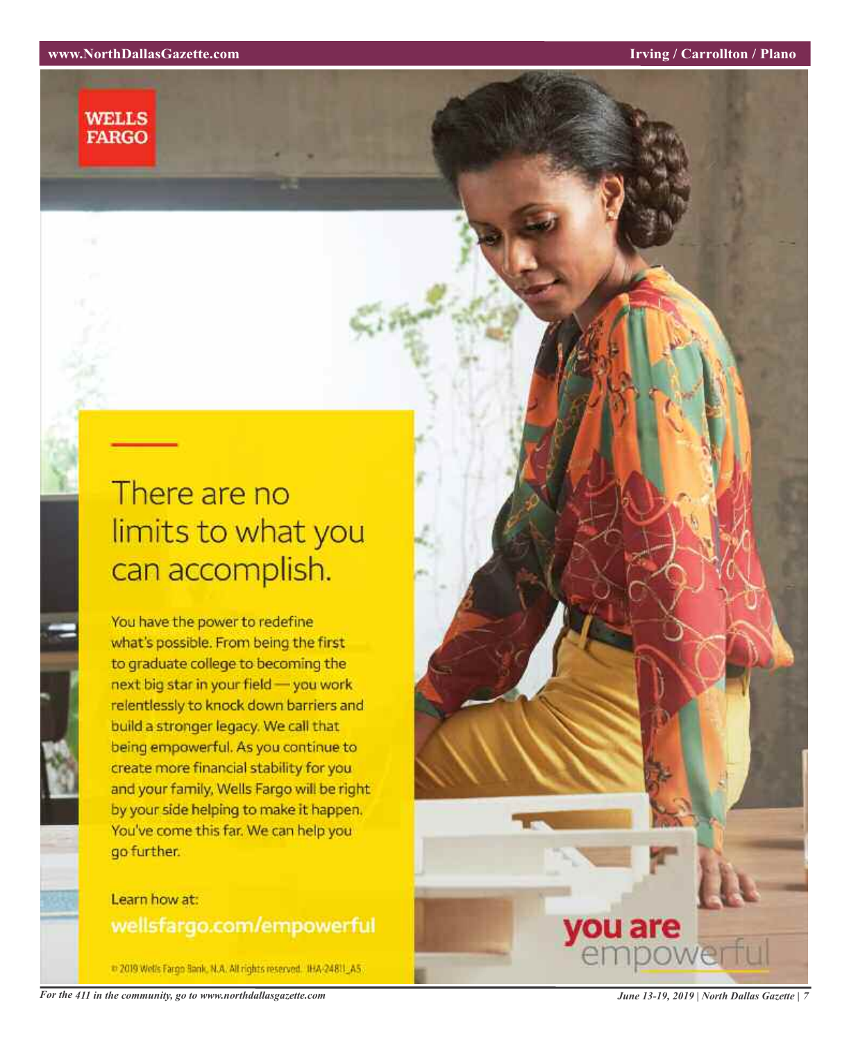WELLS FARGO

# There are no limits to what you can accomplish.

You have the power to redefine what's possible. From being the first to graduate college to becoming the next big star in your field — you work relentlessly to knock down barriers and build a stronger legacy. We call that being empowerful. As you continue to create more financial stability for you and your family, Wells Fargo will be right by your side helping to make it happen. You've come this far. We can help you go further.

Learn how at:

**wellsfargo.com/empowerful**

© 2019 Wells Fargo Bank, N.A. All rights reserved. IHA-24811_A5

**you are** empowerful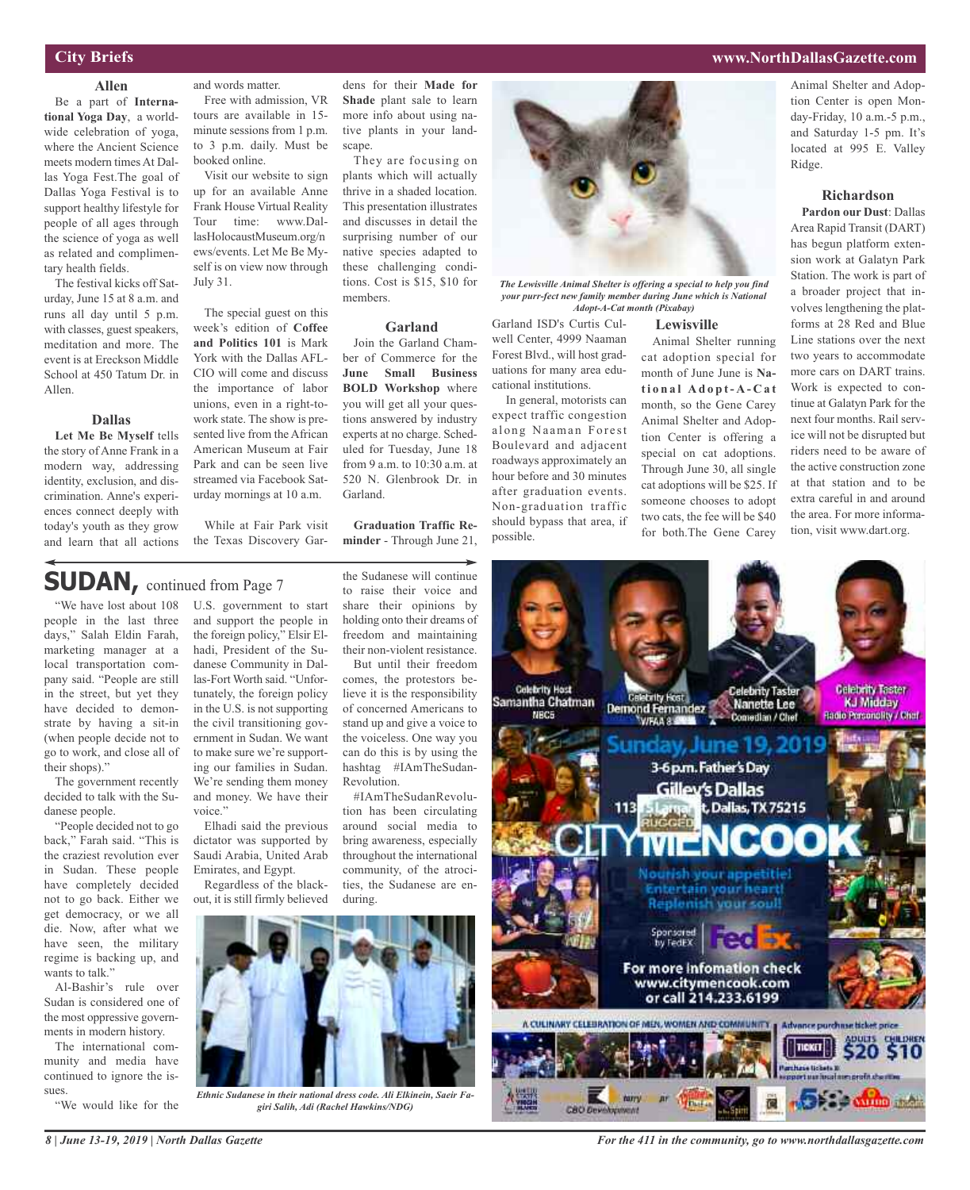## City Briefs

### Allen

Be a part of **International Yoga Day**, a worldwide celebration of yoga, where the Ancient Science meets modern times At Dallas Yoga Fest.The goal of Dallas Yoga Festival is to support healthy lifestyle for people of all ages through the science of yoga as well as related and complimentary health fields.

The festival kicks off Saturday, June 15 at 8 a.m. and runs all day until 5 p.m. with classes, guest speakers, meditation and more. The event is at Ereckson Middle School at 450 Tatum Dr. in Allen.

### Dallas

**Let Me Be Myself** tells the story of Anne Frank in a modern way, addressing identity, exclusion, and discrimination. Anne's experiences connect deeply with today's youth as they grow and learn that all actions and words matter.

Free with admission, VR tours are available in 15-minute sessions from 1 p.m. to 3 p.m. daily. Must be booked online.

Visit our website to sign up for an available Anne Frank House Virtual Reality Tour time: www.DallasHolocaustMuseum.org/news/events. Let Me Be Myself is on view now through July 31.

The special guest on this week's edition of **Coffee and Politics 101** is Mark York with the Dallas AFL-CIO will come and discuss the importance of labor unions, even in a right-to-work state. The show is presented live from the African American Museum at Fair Park and can be seen live streamed via Facebook Saturday mornings at 10 a.m.

While at Fair Park visit the Texas Discovery Gardens for their **Made for Shade** plant sale to learn more info about using native plants in your landscape.

They are focusing on plants which will actually thrive in a shaded location. This presentation illustrates and discusses in detail the surprising number of our native species adapted to these challenging conditions. Cost is $15, $10 for members.

### Garland

Join the Garland Chamber of Commerce for the **June Small Business BOLD Workshop** where you will get all your questions answered by industry experts at no charge. Scheduled for Tuesday, June 18 from 9 a.m. to 10:30 a.m. at 520 N. Glenbrook Dr. in Garland.

**Graduation Traffic Reminder** - Through June 21, Garland ISD's Curtis Culwell Center, 4999 Naaman Forest Blvd., will host graduations for many area educational institutions.

In general, motorists can expect traffic congestion along Naaman Forest Boulevard and adjacent roadways approximately an hour before and 30 minutes after graduation events. Non-graduation traffic should bypass that area, if possible.

*The Lewisville Animal Shelter is offering a special to help you find your purr-fect new family member during June which is National Adopt-A-Cat month (Pixabay)*

### Lewisville

Animal Shelter running cat adoption special for month of June June is **National Adopt-A-Cat** month, so the Gene Carey Animal Shelter and Adoption Center is offering a special on cat adoptions. Through June 30, all single cat adoptions will be $25. If someone chooses to adopt two cats, the fee will be $40 for both.The Gene Carey Animal Shelter and Adoption Center is open Monday-Friday, 10 a.m.-5 p.m., and Saturday 1-5 pm. It's located at 995 E. Valley Ridge.

### Richardson

**Pardon our Dust**: Dallas Area Rapid Transit (DART) has begun platform extension work at Galatyn Park Station. The work is part of a broader project that involves lengthening the platforms at 28 Red and Blue Line stations over the next two years to accommodate more cars on DART trains. Work is expected to continue at Galatyn Park for the next four months. Rail service will not be disrupted but riders need to be aware of the active construction zone at that station and to be extra careful in and around the area. For more information, visit www.dart.org.

## SUDAN, continued from Page 7

"We have lost about 108 people in the last three days," Salah Eldin Farah, marketing manager at a local transportation company said. "People are still in the street, but yet they have decided to demonstrate by having a sit-in (when people decide not to go to work, and close all of their shops)."

The government recently decided to talk with the Sudanese people.

"People decided not to go back," Farah said. "This is the craziest revolution ever in Sudan. These people have completely decided not to go back. Either we get democracy, or we all die. Now, after what we have seen, the military regime is backing up, and wants to talk."

Al-Bashir's rule over Sudan is considered one of the most oppressive governments in modern history.

The international community and media have continued to ignore the issues.

"We would like for the U.S. government to start and support the people in the foreign policy," Elsir Elhadi, President of the Sudanese Community in Dallas-Fort Worth said. "Unfortunately, the foreign policy in the U.S. is not supporting the civil transitioning government in Sudan. We want to make sure we're supporting our families in Sudan. We're sending them money and money. We have their voice."

Elhadi said the previous dictator was supported by Saudi Arabia, United Arab Emirates, and Egypt.

Regardless of the blackout, it is still firmly believed the Sudanese will continue to raise their voice and share their opinions by holding onto their dreams of freedom and maintaining their non-violent resistance.

But until their freedom comes, the protestors believe it is the responsibility of concerned Americans to stand up and give a voice to the voiceless. One way you can do this is by using the hashtag #IAmTheSudanRevolution.

#IAmTheSudanRevolution has been circulating around social media to bring awareness, especially throughout the international community, of the atrocities, the Sudanese are enduring.

*Ethnic Sudanese in their national dress code. Ali Elkinein, Saeir Fagiri Salih, Adi (Rachel Hawkins/NDG)*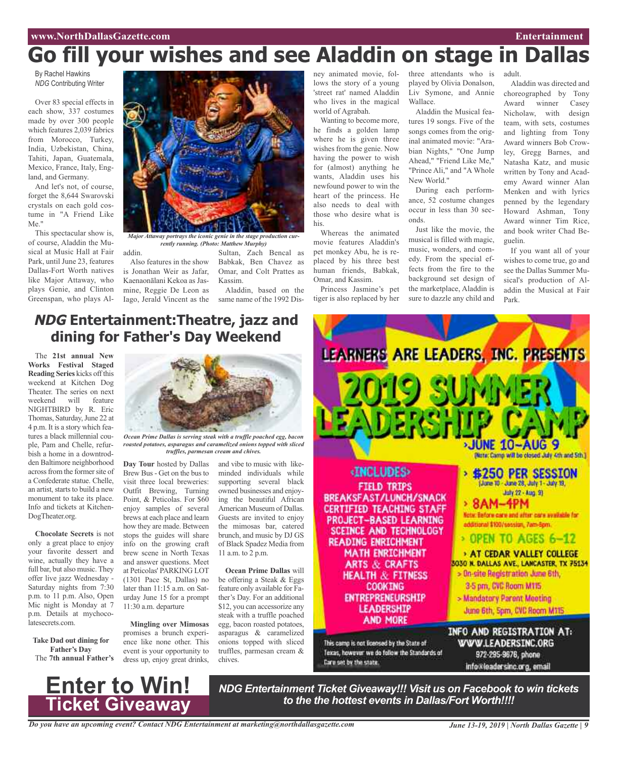# Go fill your wishes and see Aladdin on stage in Dallas

By Rachel Hawkins
*NDG* Contributing Writer

Over 83 special effects in each show, 337 costumes made by over 300 people which features 2,039 fabrics from Morocco, Turkey, India, Uzbekistan, China, Tahiti, Japan, Guatemala, Mexico, France, Italy, England, and Germany.

And let's not, of course, forget the 8,644 Swarovski crystals on each gold costume in "A Friend Like Me."

This spectacular show is, of course, Aladdin the Musical at Music Hall at Fair Park, until June 23, features Dallas-Fort Worth natives like Major Attaway, who plays Genie, and Clinton Greenspan, who plays Aladdin.

*Major Attaway portrays the iconic genie in the stage production currently running. (Photo: Matthew Murphy)*

Also features in the show is Jonathan Weir as Jafar, Kaenaonālani Kekoa as Jasmine, Reggie De Leon as Iago, Jerald Vincent as the Sultan, Zach Bencal as Babkak, Ben Chavez as Omar, and Colt Prattes as Kassim.

Aladdin, based on the same name of the 1992 Disney animated movie, follows the story of a young 'street rat' named Aladdin who lives in the magical world of Agrabah.

Wanting to become more, he finds a golden lamp where he is given three wishes from the genie. Now having the power to wish for (almost) anything he wants, Aladdin uses his newfound power to win the heart of the princess. He also needs to deal with those who desire what is his.

Whereas the animated movie features Aladdin's pet monkey Abu, he is replaced by his three best human friends, Babkak, Omar, and Kassim.

Princess Jasmine's pet tiger is also replaced by her three attendants who is played by Olivia Donalson, Liv Symone, and Annie Wallace.

Aladdin the Musical features 19 songs. Five of the songs comes from the original animated movie: "Arabian Nights," "One Jump Ahead," "Friend Like Me," "Prince Ali," and "A Whole New World."

During each performance, 52 costume changes occur in less than 30 seconds.

Just like the movie, the musical is filled with magic, music, wonders, and comedy. From the special effects from the fire to the background set design of the marketplace, Aladdin is sure to dazzle any child and adult.

Aladdin was directed and choreographed by Tony Award winner Casey Nicholaw, with design team, with sets, costumes and lighting from Tony Award winners Bob Crowley, Gregg Barnes, and Natasha Katz, and music written by Tony and Academy Award winner Alan Menken and with lyrics penned by the legendary Howard Ashman, Tony Award winner Tim Rice, and book writer Chad Beguelin.

If you want all of your wishes to come true, go and see the Dallas Summer Musical's production of Aladdin the Musical at Fair Park.

## *NDG* Entertainment:Theatre, jazz and dining for Father's Day Weekend

The **21st annual New Works Festival Staged Reading Series** kicks off this weekend at Kitchen Dog Theater. The series on next weekend will feature NIGHTBIRD by R. Eric Thomas, Saturday, June 22 at 4 p.m. It is a story which features a black millennial couple, Pam and Chelle, refurbish a home in a downtrodden Baltimore neighborhood across from the former site of a Confederate statue. Chelle, an artist, starts to build a new monument to take its place. Info and tickets at KitchenDogTheater.org.

**Chocolate Secrets** is not only a great place to enjoy your favorite dessert and wine, actually they have a full bar, but also music. They offer live jazz Wednesday - Saturday nights from 7:30 p.m. to 11 p.m. Also, Open Mic night is Monday at 7 p.m. Details at mychocolatesecrets.com.

**Take Dad out dining for Father's Day**

The **7th annual Father's Day Tour** hosted by Dallas Brew Bus - Get on the bus to visit three local breweries: Outfit Brewing, Turning Point, & Peticolas. For $60 enjoy samples of several brews at each place and learn how they are made. Between stops the guides will share info on the growing craft brew scene in North Texas and answer questions. Meet at Peticolas' PARKING LOT (1301 Pace St, Dallas) no later than 11:15 a.m. on Saturday June 15 for a prompt 11:30 a.m. departure

*Ocean Prime Dallas is serving steak with a truffle poached egg, bacon roasted potatoes, asparagus and caramelized onions topped with sliced truffles, parmesan cream and chives.*

**Mingling over Mimosas** promises a brunch experience like none other. This event is your opportunity to dress up, enjoy great drinks, and vibe to music with like-minded individuals while supporting several black owned businesses and enjoying the beautiful African American Museum of Dallas. Guests are invited to enjoy the mimosas bar, catered brunch, and music by DJ GS of Black Spadez Media from 11 a.m. to 2 p.m.

**Ocean Prime Dallas** will be offering a Steak & Eggs feature only available for Father's Day. For an additional $12, you can accessorize any steak with a truffle poached egg, bacon roasted potatoes, asparagus & caramelized onions topped with sliced truffles, parmesan cream & chives.

LEARNERS ARE LEADERS, INC. PRESENTS

2019 SUMMER LEADERSHIP CAMP

JUNE 10–AUG 9
(Note: Camp will be closed July 4th and 5th.)

INCLUDES
- FIELD TRIPS
- BREAKSFAST/LUNCH/SNACK
- CERTIFIED TEACHING STAFF
- PROJECT-BASED LEARNING
- SCEINCE AND TECHNOLOGY
- READING ENRICHMENT
- MATH ENRICHMENT
- ARTS & CRAFTS
- HEALTH & FITNESS
- COOKING
- ENTREPRENEURSHIP
- LEADERSHIP
- AND MORE

- $250 PER SESSION (June 10 - June 28, July 1 - July 19, July 22 - Aug. 9)
- 8AM–4PM
  Note: Before care and after care available for additional $100/session, 7am-6pm.
- OPEN TO AGES 6–12
- AT CEDAR VALLEY COLLEGE 3030 N. DALLAS AVE., LANCASTER, TX 75134
- On-site Registration June 6th, 3-5 pm, CVC Room M115
- Mandatory Parent Meeting June 6th, 5pm, CVC Room M115

This camp is not licensed by the State of Texas, however we do follow the Standards of Care set by the state.

INFO AND REGISTRATION AT:
WWW.LEADERSINC.ORG
972-295-9676, phone
info@leadersinc.org, email

**Enter to Win!**
**Ticket Giveaway**

***NDG Entertainment Ticket Giveaway!!! Visit us on Facebook to win tickets to the the hottest events in Dallas/Fort Worth!!!!***

*Do you have an upcoming event? Contact NDG Entertainment at marketing@northdallasgazette.com*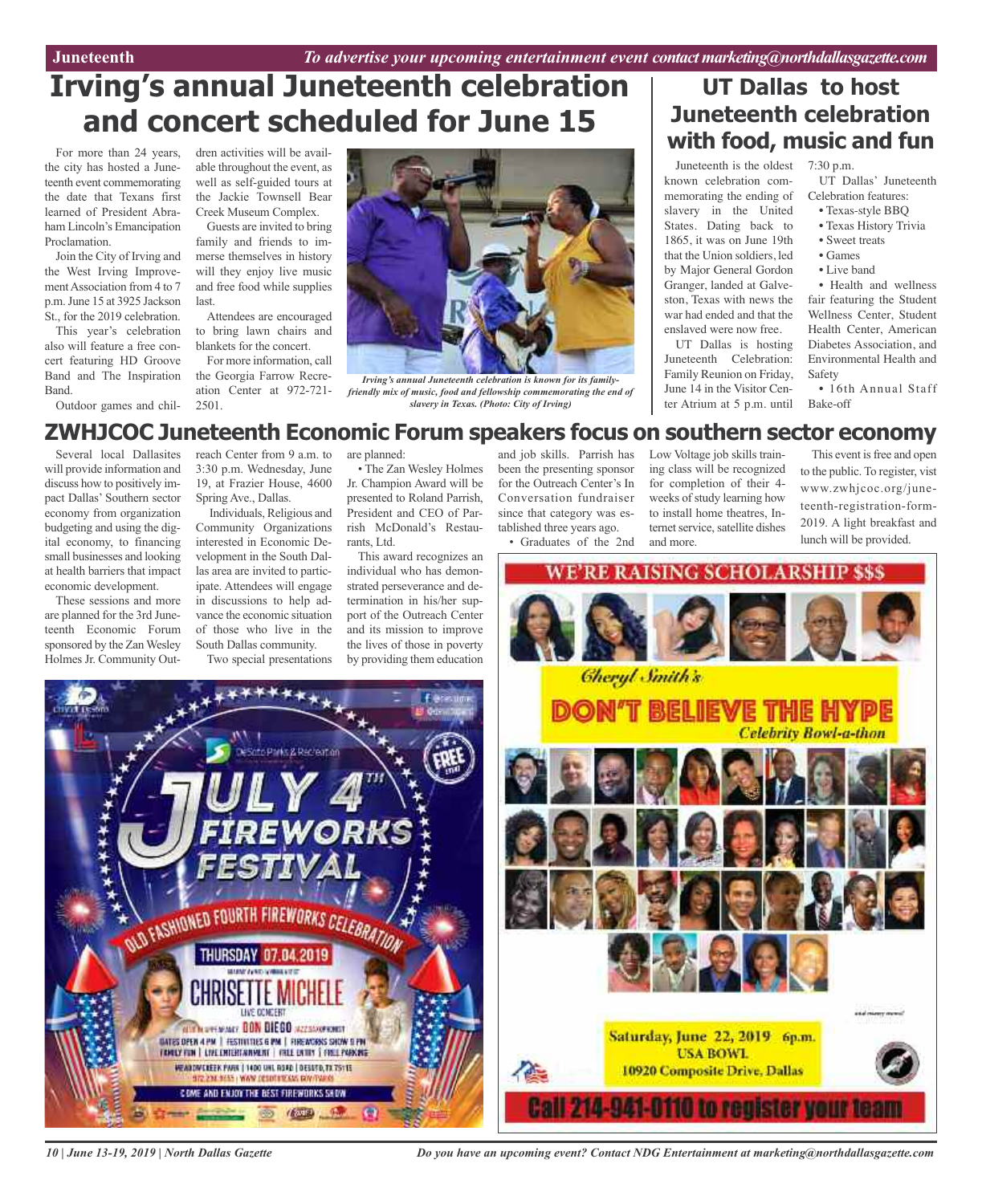# Irving's annual Juneteenth celebration and concert scheduled for June 15

For more than 24 years, the city has hosted a Juneteenth event commemorating the date that Texans first learned of President Abraham Lincoln's Emancipation Proclamation.

Join the City of Irving and the West Irving Improvement Association from 4 to 7 p.m. June 15 at 3925 Jackson St., for the 2019 celebration.

This year's celebration also will feature a free concert featuring HD Groove Band and The Inspiration Band.

Outdoor games and children activities will be available throughout the event, as well as self-guided tours at the Jackie Townsell Bear Creek Museum Complex.

Guests are invited to bring family and friends to immerse themselves in history while they enjoy live music and free food while supplies last.

Attendees are encouraged to bring lawn chairs and blankets for the concert.

For more information, call the Georgia Farrow Recreation Center at 972-721-2501.

*Irving's annual Juneteenth celebration is known for its family-friendly mix of music, food and fellowship commemorating the end of slavery in Texas. (Photo: City of Irving)*

# UT Dallas to host Juneteenth celebration with food, music and fun

Juneteenth is the oldest known celebration commemorating the ending of slavery in the United States. Dating back to 1865, it was on June 19th that the Union soldiers, led by Major General Gordon Granger, landed at Galveston, Texas with news the war had ended and that the enslaved were now free.

UT Dallas is hosting Juneteenth Celebration: Family Reunion on Friday, June 14 in the Visitor Center Atrium at 5 p.m. until 7:30 p.m.

UT Dallas' Juneteenth Celebration features:

- Texas-style BBQ
- Texas History Trivia
- Sweet treats
- Games
- Live band
- Health and wellness fair featuring the Student Wellness Center, Student Health Center, American Diabetes Association, and Environmental Health and Safety
- 16th Annual Staff Bake-off

# ZWHJCOC Juneteenth Economic Forum speakers focus on southern sector economy

Several local Dallasites will provide information and discuss how to positively impact Dallas' Southern sector economy from organization budgeting and using the digital economy, to financing small businesses and looking at health barriers that impact economic development.

These sessions and more are planned for the 3rd Juneteenth Economic Forum sponsored by the Zan Wesley Holmes Jr. Community Outreach Center from 9 a.m. to 3:30 p.m. Wednesday, June 19, at Frazier House, 4600 Spring Ave., Dallas.

Individuals, Religious and Community Organizations interested in Economic Development in the South Dallas area are invited to participate. Attendees will engage in discussions to help advance the economic situation of those who live in the South Dallas community.

Two special presentations are planned:

- The Zan Wesley Holmes Jr. Champion Award will be presented to Roland Parrish, President and CEO of Parrish McDonald's Restaurants, Ltd.

This award recognizes an individual who has demonstrated perseverance and determination in his/her support of the Outreach Center and its mission to improve the lives of those in poverty by providing them education and job skills. Parrish has been the presenting sponsor for the Outreach Center's In Conversation fundraiser since that category was established three years ago.

- Graduates of the 2nd Low Voltage job skills training class will be recognized for completion of their 4-weeks of study learning how to install home theatres, Internet service, satellite dishes and more.

This event is free and open to the public. To register, visit www.zwhjcoc.org/juneteenth-registration-form-2019. A light breakfast and lunch will be provided.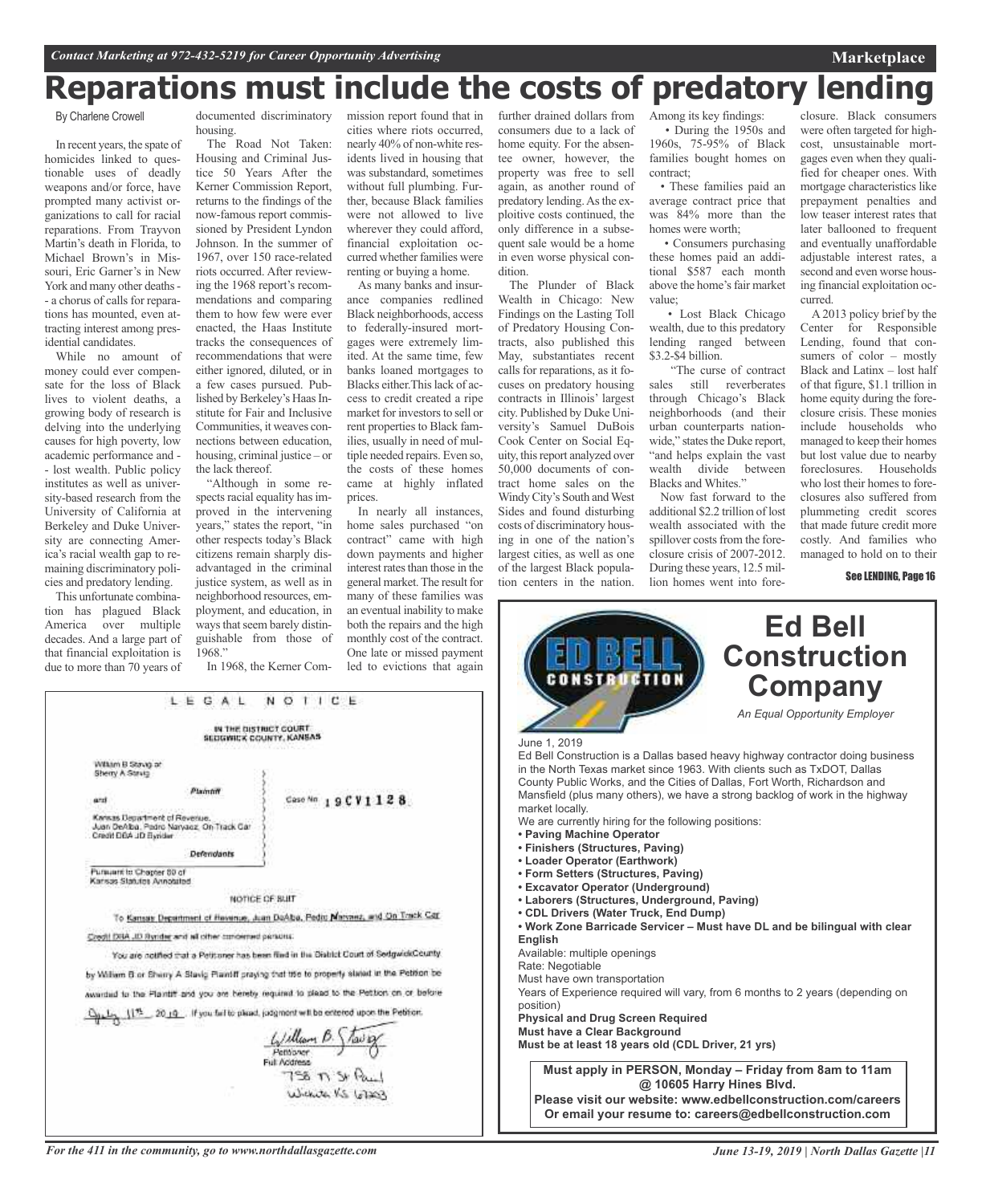# Reparations must include the costs of predatory lending

By Charlene Crowell

In recent years, the spate of homicides linked to questionable uses of deadly weapons and/or force, have prompted many activist organizations to call for racial reparations. From Trayvon Martin's death in Florida, to Michael Brown's in Missouri, Eric Garner's in New York and many other deaths -- a chorus of calls for reparations has mounted, even attracting interest among presidential candidates.

While no amount of money could ever compensate for the loss of Black lives to violent deaths, a growing body of research is delving into the underlying causes for high poverty, low academic performance and -- lost wealth. Public policy institutes as well as university-based research from the University of California at Berkeley and Duke University are connecting America's racial wealth gap to remaining discriminatory policies and predatory lending.

This unfortunate combination has plagued Black America over multiple decades. And a large part of that financial exploitation is due to more than 70 years of documented discriminatory housing.

The Road Not Taken: Housing and Criminal Justice 50 Years After the Kerner Commission Report, returns to the findings of the now-famous report commissioned by President Lyndon Johnson. In the summer of 1967, over 150 race-related riots occurred. After reviewing the 1968 report's recommendations and comparing them to how few were ever enacted, the Haas Institute tracks the consequences of recommendations that were either ignored, diluted, or in a few cases pursued. Published by Berkeley's Haas Institute for Fair and Inclusive Communities, it weaves connections between education, housing, criminal justice – or the lack thereof.

"Although in some respects racial equality has improved in the intervening years," states the report, "in other respects today's Black citizens remain sharply disadvantaged in the criminal justice system, as well as in neighborhood resources, employment, and education, in ways that seem barely distinguishable from those of 1968."

In 1968, the Kerner Commission report found that in cities where riots occurred, nearly 40% of non-white residents lived in housing that was substandard, sometimes without full plumbing. Further, because Black families were not allowed to live wherever they could afford, financial exploitation occurred whether families were renting or buying a home.

As many banks and insurance companies redlined Black neighborhoods, access to federally-insured mortgages were extremely limited. At the same time, few banks loaned mortgages to Blacks either.This lack of access to credit created a ripe market for investors to sell or rent properties to Black families, usually in need of multiple needed repairs. Even so, the costs of these homes came at highly inflated prices.

In nearly all instances, home sales purchased "on contract" came with high down payments and higher interest rates than those in the general market. The result for many of these families was an eventual inability to make both the repairs and the high monthly cost of the contract. One late or missed payment led to evictions that again further drained dollars from consumers due to a lack of home equity. For the absentee owner, however, the property was free to sell again, as another round of predatory lending. As the exploitive costs continued, the only difference in a subsequent sale would be a home in even worse physical condition.

The Plunder of Black Wealth in Chicago: New Findings on the Lasting Toll of Predatory Housing Contracts, also published this May, substantiates recent calls for reparations, as it focuses on predatory housing contracts in Illinois' largest city. Published by Duke University's Samuel DuBois Cook Center on Social Equity, this report analyzed over 50,000 documents of contract home sales on the Windy City's South and West Sides and found disturbing costs of discriminatory housing in one of the nation's largest cities, as well as one of the largest Black population centers in the nation.

Among its key findings:

- During the 1950s and 1960s, 75-95% of Black families bought homes on contract;
- These families paid an average contract price that was 84% more than the homes were worth;
- Consumers purchasing these homes paid an additional $587 each month above the home's fair market value;
- Lost Black Chicago wealth, due to this predatory lending ranged between $3.2-$4 billion.

"The curse of contract sales still reverberates through Chicago's Black neighborhoods (and their urban counterparts nationwide," states the Duke report, "and helps explain the vast wealth divide between Blacks and Whites."

Now fast forward to the additional $2.2 trillion of lost wealth associated with the spillover costs from the foreclosure crisis of 2007-2012. During these years, 12.5 million homes went into foreclosure. Black consumers were often targeted for high-cost, unsustainable mortgages even when they qualified for cheaper ones. With mortgage characteristics like prepayment penalties and low teaser interest rates that later ballooned to frequent and eventually unaffordable adjustable interest rates, a second and even worse housing financial exploitation occurred.

A 2013 policy brief by the Center for Responsible Lending, found that consumers of color – mostly Black and Latinx – lost half of that figure, $1.1 trillion in home equity during the foreclosure crisis. These monies include households who managed to keep their homes but lost value due to nearby foreclosures. Households who lost their homes to foreclosures also suffered from plummeting credit scores that made future credit more costly. And families who managed to hold on to their

See LENDING, Page 16

---

LEGAL NOTICE

IN THE DISTRICT COURT
SEDGWICK COUNTY, KANSAS

William B Stavig or
Sherry A Stavig

Plaintiff

and

Case No 19CV1128

Kansas Department of Revenue,
Juan DeAlba, Pedro Narvaez, On Track Car
Credit DBA JD Ryndee

Defendants

Pursuant to Chapter 60 of
Kansas Statutes Annotated

NOTICE OF SUIT

To Kansas Department of Revenue, Juan DeAlba, Pedro Narvaez, and On Track Car Credit DBA JD Ryndee and all other concerned persons:

You are notified that a Petitioner has been filed in the District Court of SedgwickCounty by William B or Sherry A Stavig Plaintiff praying that title to property stated in the Petition be awarded to the Plantiff and you are hereby required to plead to the Petition on or before July 11th 20 19. If you fail to plead, judgment will be entered upon the Petition.

William B. Stavig
Petitioner
Full Address
758 N St Paul
Wichita KS 67203

---

## Ed Bell Construction Company

*An Equal Opportunity Employer*

June 1, 2019

Ed Bell Construction is a Dallas based heavy highway contractor doing business in the North Texas market since 1963. With clients such as TxDOT, Dallas County Public Works, and the Cities of Dallas, Fort Worth, Richardson and Mansfield (plus many others), we have a strong backlog of work in the highway market locally.

We are currently hiring for the following positions:

- **Paving Machine Operator**
- **Finishers (Structures, Paving)**
- **Loader Operator (Earthwork)**
- **Form Setters (Structures, Paving)**
- **Excavator Operator (Underground)**
- **Laborers (Structures, Underground, Paving)**
- **CDL Drivers (Water Truck, End Dump)**
- **Work Zone Barricade Servicer – Must have DL and be bilingual with clear English**

Available: multiple openings
Rate: Negotiable
Must have own transportation
Years of Experience required will vary, from 6 months to 2 years (depending on position)
**Physical and Drug Screen Required**
**Must have a Clear Background**
**Must be at least 18 years old (CDL Driver, 21 yrs)**

**Must apply in PERSON, Monday – Friday from 8am to 11am @ 10605 Harry Hines Blvd.**
**Please visit our website: www.edbellconstruction.com/careers**
**Or email your resume to: careers@edbellconstruction.com**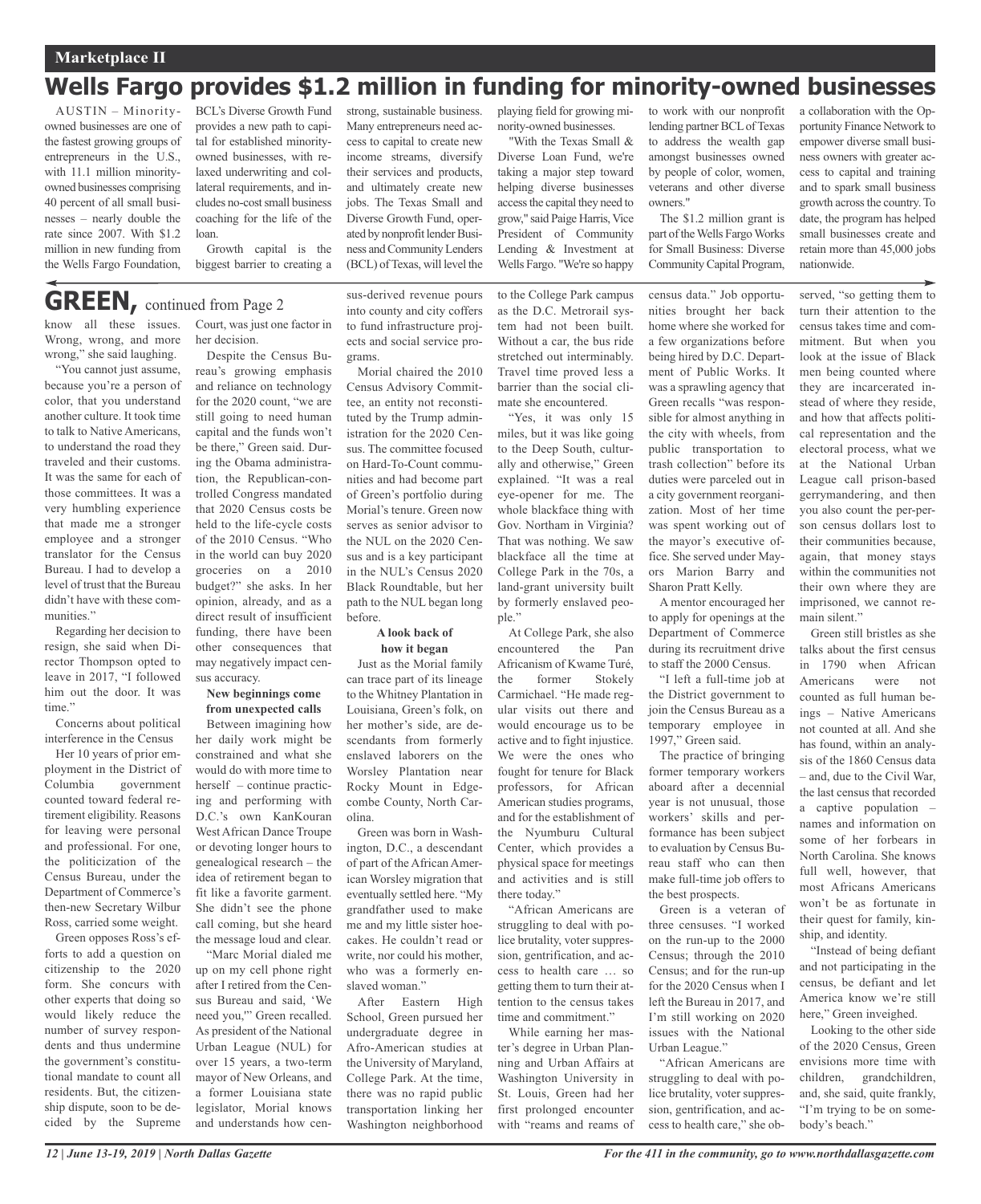Marketplace II

# Wells Fargo provides $1.2 million in funding for minority-owned businesses

AUSTIN – Minority-owned businesses are one of the fastest growing groups of entrepreneurs in the U.S., with 11.1 million minority-owned businesses comprising 40 percent of all small businesses – nearly double the rate since 2007. With $1.2 million in new funding from the Wells Fargo Foundation, BCL's Diverse Growth Fund provides a new path to capital for established minority-owned businesses, with relaxed underwriting and collateral requirements, and includes no-cost small business coaching for the life of the loan.

Growth capital is the biggest barrier to creating a strong, sustainable business. Many entrepreneurs need access to capital to create new income streams, diversify their services and products, and ultimately create new jobs. The Texas Small and Diverse Growth Fund, operated by nonprofit lender Business and Community Lenders (BCL) of Texas, will level the playing field for growing minority-owned businesses.

"With the Texas Small & Diverse Loan Fund, we're taking a major step toward helping diverse businesses access the capital they need to grow," said Paige Harris, Vice President of Community Lending & Investment at Wells Fargo. "We're so happy to work with our nonprofit lending partner BCL of Texas to address the wealth gap amongst businesses owned by people of color, women, veterans and other diverse owners."

The $1.2 million grant is part of the Wells Fargo Works for Small Business: Diverse Community Capital Program, a collaboration with the Opportunity Finance Network to empower diverse small business owners with greater access to capital and training and to spark small business growth across the country. To date, the program has helped small businesses create and retain more than 45,000 jobs nationwide.

## GREEN, continued from Page 2

know all these issues. Wrong, wrong, and more wrong," she said laughing.

"You cannot just assume, because you're a person of color, that you understand another culture. It took time to talk to Native Americans, to understand the road they traveled and their customs. It was the same for each of those committees. It was a very humbling experience that made me a stronger employee and a stronger translator for the Census Bureau. I had to develop a level of trust that the Bureau didn't have with these communities."

Regarding her decision to resign, she said when Director Thompson opted to leave in 2017, "I followed him out the door. It was time."

**Concerns about political interference in the Census**

Her 10 years of prior employment in the District of Columbia government counted toward federal retirement eligibility. Reasons for leaving were personal and professional. For one, the politicization of the Census Bureau, under the Department of Commerce's then-new Secretary Wilbur Ross, carried some weight.

Green opposes Ross's efforts to add a question on citizenship to the 2020 form. She concurs with other experts that doing so would likely reduce the number of survey respondents and thus undermine the government's constitutional mandate to count all residents. But, the citizenship dispute, soon to be decided by the Supreme Court, was just one factor in her decision.

Despite the Census Bureau's growing emphasis and reliance on technology for the 2020 count, "we are still going to need human capital and the funds won't be there," Green said. During the Obama administration, the Republican-controlled Congress mandated that 2020 Census costs be held to the life-cycle costs of the 2010 Census. "Who in the world can buy 2020 groceries on a 2010 budget?" she asks. In her opinion, already, and as a direct result of insufficient funding, there have been other consequences that may negatively impact census accuracy.

**New beginnings come from unexpected calls**

Between imagining how her daily work might be constrained and what she would do with more time to herself – continue practicing and performing with D.C.'s own KanKouran West African Dance Troupe or devoting longer hours to genealogical research – the idea of retirement began to fit like a favorite garment. She didn't see the phone call coming, but she heard the message loud and clear.

"Marc Morial dialed me up on my cell phone right after I retired from the Census Bureau and said, 'We need you,'" Green recalled. As president of the National Urban League (NUL) for over 15 years, a two-term mayor of New Orleans, and a former Louisiana state legislator, Morial knows and understands how census-derived revenue pours into county and city coffers to fund infrastructure projects and social service programs.

Morial chaired the 2010 Census Advisory Committee, an entity not reconstituted by the Trump administration for the 2020 Census. The committee focused on Hard-To-Count communities and had become part of Green's portfolio during Morial's tenure. Green now serves as senior advisor to the NUL on the 2020 Census and is a key participant in the NUL's Census 2020 Black Roundtable, but her path to the NUL began long before.

**A look back of how it began**

Just as the Morial family can trace part of its lineage to the Whitney Plantation in Louisiana, Green's folk, on her mother's side, are descendants from formerly enslaved laborers on the Worsley Plantation near Rocky Mount in Edgecombe County, North Carolina.

Green was born in Washington, D.C., a descendant of part of the African American Worsley migration that eventually settled here. "My grandfather used to make me and my little sister hoecakes. He couldn't read or write, nor could his mother, who was a formerly enslaved woman."

After Eastern High School, Green pursued her undergraduate degree in Afro-American studies at the University of Maryland, College Park. At the time, there was no rapid public transportation linking her Washington neighborhood to the College Park campus as the D.C. Metrorail system had not been built. Without a car, the bus ride stretched out interminably. Travel time proved less a barrier than the social climate she encountered.

"Yes, it was only 15 miles, but it was like going to the Deep South, culturally and otherwise," Green explained. "It was a real eye-opener for me. The whole blackface thing with Gov. Northam in Virginia? That was nothing. We saw blackface all the time at College Park in the 70s, a land-grant university built by formerly enslaved people."

At College Park, she also encountered the Pan Africanism of Kwame Turé, the former Stokely Carmichael. "He made regular visits out there and would encourage us to be active and to fight injustice. We were the ones who fought for tenure for Black professors, for African American studies programs, and for the establishment of the Nyumburu Cultural Center, which provides a physical space for meetings and activities and is still there today."

"African Americans are struggling to deal with police brutality, voter suppression, gentrification, and access to health care … so getting them to turn their attention to the census takes time and commitment."

While earning her master's degree in Urban Planning and Urban Affairs at Washington University in St. Louis, Green had her first prolonged encounter with "reams and reams of census data." Job opportunities brought her back home where she worked for a few organizations before being hired by D.C. Department of Public Works. It was a sprawling agency that Green recalls "was responsible for almost anything in the city with wheels, from public transportation to trash collection" before its duties were parceled out in a city government reorganization. Most of her time was spent working out of the mayor's executive office. She served under Mayors Marion Barry and Sharon Pratt Kelly.

A mentor encouraged her to apply for openings at the Department of Commerce during its recruitment drive to staff the 2000 Census.

"I left a full-time job at the District government to join the Census Bureau as a temporary employee in 1997," Green said.

The practice of bringing former temporary workers aboard after a decennial year is not unusual, those workers' skills and performance has been subject to evaluation by Census Bureau staff who can then make full-time job offers to the best prospects.

Green is a veteran of three censuses. "I worked on the run-up to the 2000 Census; through the 2010 Census; and for the run-up for the 2020 Census when I left the Bureau in 2017, and I'm still working on 2020 issues with the National Urban League."

"African Americans are struggling to deal with police brutality, voter suppression, gentrification, and access to health care," she observed, "so getting them to turn their attention to the census takes time and commitment. But when you look at the issue of Black men being counted where they are incarcerated instead of where they reside, and how that affects political representation and the electoral process, what we at the National Urban League call prison-based gerrymandering, and then you also count the per-person census dollars lost to their communities because, again, that money stays within the communities not their own where they are imprisoned, we cannot remain silent."

Green still bristles as she talks about the first census in 1790 when African Americans were not counted as full human beings – Native Americans not counted at all. And she has found, within an analysis of the 1860 Census data – and, due to the Civil War, the last census that recorded a captive population – names and information on some of her forbears in North Carolina. She knows full well, however, that most Africans Americans won't be as fortunate in their quest for family, kinship, and identity.

"Instead of being defiant and not participating in the census, be defiant and let America know we're still here," Green inveighed.

Looking to the other side of the 2020 Census, Green envisions more time with children, grandchildren, and, she said, quite frankly, "I'm trying to be on somebody's beach."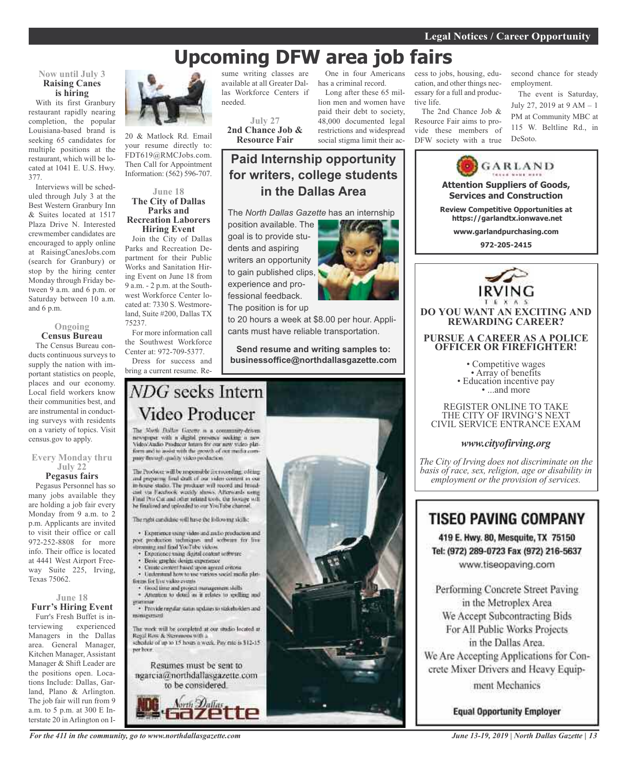# Upcoming DFW area job fairs

**Now until July 3**
### Raising Canes is hiring

With its first Granbury restaurant rapidly nearing completion, the popular Louisiana-based brand is seeking 65 candidates for multiple positions at the restaurant, which will be located at 1041 E. U.S. Hwy. 377.

Interviews will be scheduled through July 3 at the Best Western Granbury Inn & Suites located at 1517 Plaza Drive N. Interested crewmember candidates are encouraged to apply online at RaisingCanesJobs.com (search for Granbury) or stop by the hiring center Monday through Friday between 9 a.m. and 6 p.m. or Saturday between 10 a.m. and 6 p.m.

**Ongoing**
### Census Bureau

The Census Bureau conducts continuous surveys to supply the nation with important statistics on people, places and our economy. Local field workers know their communities best, and are instrumental in conducting surveys with residents on a variety of topics. Visit census.gov to apply.

**Every Monday thru July 22**
### Pegasus fairs

Pegasus Personnel has so many jobs available they are holding a job fair every Monday from 9 a.m. to 2 p.m. Applicants are invited to visit their office or call 972-252-8808 for more info. Their office is located at 4441 West Airport Freeway Suite 225, Irving, Texas 75062.

**June 18**
### Furr's Hiring Event

Furr's Fresh Buffet is interviewing experienced Managers in the Dallas area. General Manager, Kitchen Manager, Assistant Manager & Shift Leader are the positions open. Locations Include: Dallas, Garland, Plano & Arlington. The job fair will run from 9 a.m. to 5 p.m. at 300 E Interstate 20 in Arlington on I-20 & Matlock Rd. Email your resume directly to: FDT619@RMCJobs.com. Then Call for Appointment Information: (562) 596-707.

**June 18**
### The City of Dallas Parks and Recreation Laborers Hiring Event

Join the City of Dallas Parks and Recreation Department for their Public Works and Sanitation Hiring Event on June 18 from 9 a.m. - 2 p.m. at the Southwest Workforce Center located at: 7330 S. Westmoreland, Suite #200, Dallas TX 75237.

For more information call the Southwest Workforce Center at: 972-709-5377.

Dress for success and bring a current resume. Resume writing classes are available at all Greater Dallas Workforce Centers if needed.

**July 27**
### 2nd Chance Job & Resource Fair

One in four Americans has a criminal record.

Long after these 65 million men and women have paid their debt to society, 48,000 documented legal restrictions and widespread social stigma limit their access to jobs, housing, education, and other things necessary for a full and productive life.

The 2nd Chance Job & Resource Fair aims to provide these members of DFW society with a true second chance for steady employment.

The event is Saturday, July 27, 2019 at 9 AM – 1 PM at Community MBC at 115 W. Beltline Rd., in DeSoto.

## Paid Internship opportunity for writers, college students in the Dallas Area

The *North Dallas Gazette* has an internship position available. The goal is to provide students and aspiring writers an opportunity to gain published clips, experience and professional feedback. The position is for up to 20 hours a week at $8.00 per hour. Applicants must have reliable transportation.

**Send resume and writing samples to: businessoffice@northdallasgazette.com**

## *NDG* seeks Intern Video Producer

The North Dallas Gazette is a community-driven newspaper with a digital presence seeking a new Video/Audio Producer Intern for our new video platform and to assist with the growth of our media company through quality video production.

The Producer will be responsible for recording, editing and preparing final draft of our video content in our in-house studio. The producer will record and broadcast via Facebook weekly shows. Afterwards using Final Pro Cut and other related tools, the footage will be finalized and uploaded to our YouTube channel.

The right candidate will have the following skills:

- Experience using video and audio production and post production techniques and software for live streaming and final YouTube videos.
- Experience using digital content software
- Basic graphic design experience
- Create content based upon agreed criteria
- Understand how to use various social media platforms for live video events
- Good time and project management skills
- Attention to detail as it relates to spelling and grammar
- Provide regular status updates to stakeholders and management

The work will be completed at our studio located at Regal Row & Stemmons with a schedule of up to 15 hours a week. Pay rate is $12-15 per hour.

Resumes must be sent to ngarcia@northdallasgazette.com to be considered.

North Dallas Gazette

**GARLAND**

**Attention Suppliers of Goods, Services and Construction**

**Review Competitive Opportunities at https://garlandtx.ionwave.net**

**www.garlandpurchasing.com**

**972-205-2415**

**IRVING TEXAS**

**DO YOU WANT AN EXCITING AND REWARDING CAREER?**

**PURSUE A CAREER AS A POLICE OFFICER OR FIREFIGHTER!**

- Competitive wages
- Array of benefits
- Education incentive pay
- ...and more

REGISTER ONLINE TO TAKE THE CITY OF IRVING'S NEXT CIVIL SERVICE ENTRANCE EXAM

***www.cityofirving.org***

*The City of Irving does not discriminate on the basis of race, sex, religion, age or disability in employment or the provision of services.*

## TISEO PAVING COMPANY

**419 E. Hwy. 80, Mesquite, TX 75150**
**Tel: (972) 289-0723 Fax (972) 216-5637**
www.tiseopaving.com

Performing Concrete Street Paving in the Metroplex Area
We Accept Subcontracting Bids For All Public Works Projects in the Dallas Area.
We Are Accepting Applications for Concrete Mixer Drivers and Heavy Equipment Mechanics

**Equal Opportunity Employer**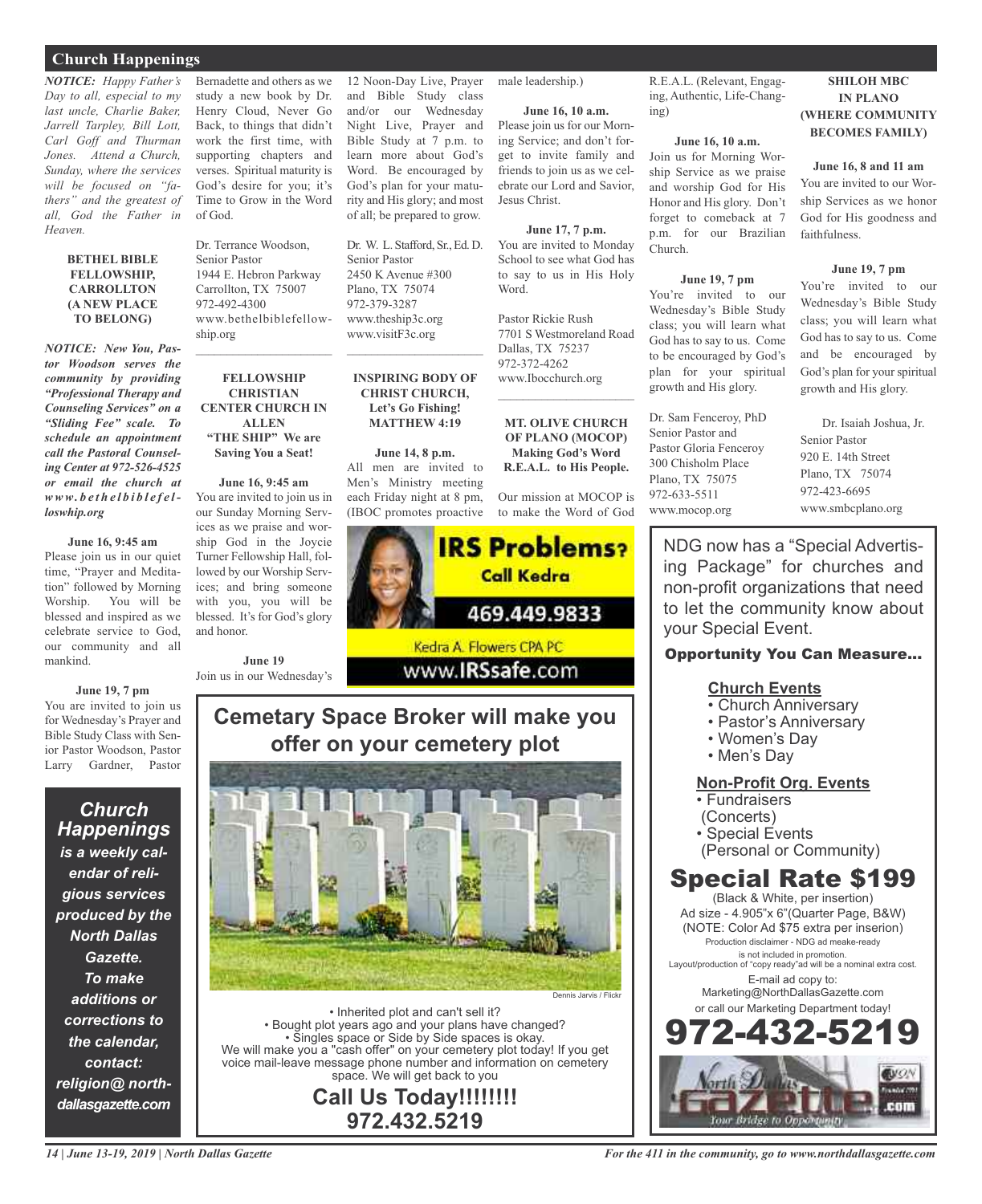## Church Happenings

***NOTICE:** Happy Father's Day to all, especial to my last uncle, Charlie Baker, Jarrell Tarpley, Bill Lott, Carl Goff and Thurman Jones. Attend a Church, Sunday, where the services will be focused on "fathers" and the greatest of all, God the Father in Heaven.*

### BETHEL BIBLE FELLOWSHIP, CARROLLTON (A NEW PLACE TO BELONG)

***NOTICE: New You, Pastor Woodson serves the community by providing "Professional Therapy and Counseling Services" on a "Sliding Fee" scale. To schedule an appointment call the Pastoral Counseling Center at 972-526-4525 or email the church at www.bethelbiblefelloswhip.org***

**June 16, 9:45 am**
Please join us in our quiet time, "Prayer and Meditation" followed by Morning Worship. You will be blessed and inspired as we celebrate service to God, our community and all mankind.

**June 19, 7 pm**
You are invited to join us for Wednesday's Prayer and Bible Study Class with Senior Pastor Woodson, Pastor Larry Gardner, Pastor Bernadette and others as we study a new book by Dr. Henry Cloud, Never Go Back, to things that didn't work the first time, with supporting chapters and verses. Spiritual maturity is God's desire for you; it's Time to Grow in the Word of God.

Dr. Terrance Woodson,
Senior Pastor
1944 E. Hebron Parkway
Carrollton, TX 75007
972-492-4300
www.bethelbiblefellowship.org

---

### FELLOWSHIP CHRISTIAN CENTER CHURCH IN ALLEN "THE SHIP" We are Saving You a Seat!

**June 16, 9:45 am**
You are invited to join us in our Sunday Morning Services as we praise and worship God in the Joycie Turner Fellowship Hall, followed by our Worship Services; and bring someone with you, you will be blessed. It's for God's glory and honor.

**June 19**
Join us in our Wednesday's 12 Noon-Day Live, Prayer and Bible Study class and/or our Wednesday Night Live, Prayer and Bible Study at 7 p.m. to learn more about God's Word. Be encouraged by God's plan for your maturity and His glory; and most of all; be prepared to grow.

Dr. W. L. Stafford, Sr., Ed. D.
Senior Pastor
2450 K Avenue #300
Plano, TX 75074
972-379-3287
www.theship3c.org
www.visitF3c.org

---

### INSPIRING BODY OF CHRIST CHURCH, Let's Go Fishing! MATTHEW 4:19

**June 14, 8 p.m.**
All men are invited to Men's Ministry meeting each Friday night at 8 pm, (IBOC promotes proactive male leadership.)

**June 16, 10 a.m.**
Please join us for our Morning Service; and don't forget to invite family and friends to join us as we celebrate our Lord and Savior, Jesus Christ.

**June 17, 7 p.m.**
You are invited to Monday School to see what God has to say to us in His Holy Word.

Pastor Rickie Rush
7701 S Westmoreland Road
Dallas, TX 75237
972-372-4262
www.Ibocchurch.org

---

### MT. OLIVE CHURCH OF PLANO (MOCOP) Making God's Word R.E.A.L. to His People.

Our mission at MOCOP is to make the Word of God R.E.A.L. (Relevant, Engaging, Authentic, Life-Changing)

**June 16, 10 a.m.**
Join us for Morning Worship Service as we praise and worship God for His Honor and His glory. Don't forget to comeback at 7 p.m. for our Brazilian Church.

**June 19, 7 pm**
You're invited to our Wednesday's Bible Study class; you will learn what God has to say to us. Come to be encouraged by God's plan for your spiritual growth and His glory.

Dr. Sam Fenceroy, PhD
Senior Pastor and
Pastor Gloria Fenceroy
300 Chisholm Place
Plano, TX 75075
972-633-5511
www.mocop.org

### SHILOH MBC IN PLANO (WHERE COMMUNITY BECOMES FAMILY)

**June 16, 8 and 11 am**
You are invited to our Worship Services as we honor God for His goodness and faithfulness.

**June 19, 7 pm**
You're invited to our Wednesday's Bible Study class; you will learn what God has to say to us. Come and be encouraged by God's plan for your spiritual growth and His glory.

Dr. Isaiah Joshua, Jr.
Senior Pastor
920 E. 14th Street
Plano, TX 75074
972-423-6695
www.smbcplano.org

---

***Church Happenings** is a weekly calendar of religious services produced by the North Dallas Gazette. To make additions or corrections to the calendar, contact: religion@ northdallasgazette.com*

---

**IRS Problems? Call Kedra**
469.449.9833
Kedra A. Flowers CPA PC
www.IRSsafe.com

---

**Cemetary Space Broker will make you offer on your cemetery plot**

Dennis Jarvis / Flickr

- Inherited plot and can't sell it?
- Bought plot years ago and your plans have changed?
- Singles space or Side by Side spaces is okay.

We will make you a "cash offer" on your cemetery plot today! If you get voice mail-leave message phone number and information on cemetery space. We will get back to you

**Call Us Today!!!!!!!!**
**972.432.5219**

---

NDG now has a "Special Advertising Package" for churches and non-profit organizations that need to let the community know about your Special Event.

**Opportunity You Can Measure...**

**Church Events**
- Church Anniversary
- Pastor's Anniversary
- Women's Day
- Men's Day

**Non-Profit Org. Events**
- Fundraisers (Concerts)
- Special Events (Personal or Community)

**Special Rate $199**
(Black & White, per insertion)
Ad size - 4.905"x 6"(Quarter Page, B&W)
(NOTE: Color Ad $75 extra per inserion)
Production disclaimer - NDG ad meake-ready is not included in promotion.
Layout/production of "copy ready"ad will be a nominal extra cost.
E-mail ad copy to:
Marketing@NorthDallasGazette.com
or call our Marketing Department today!

**972-432-5219**

North Dallas Gazette .com — Your Bridge to Opportunity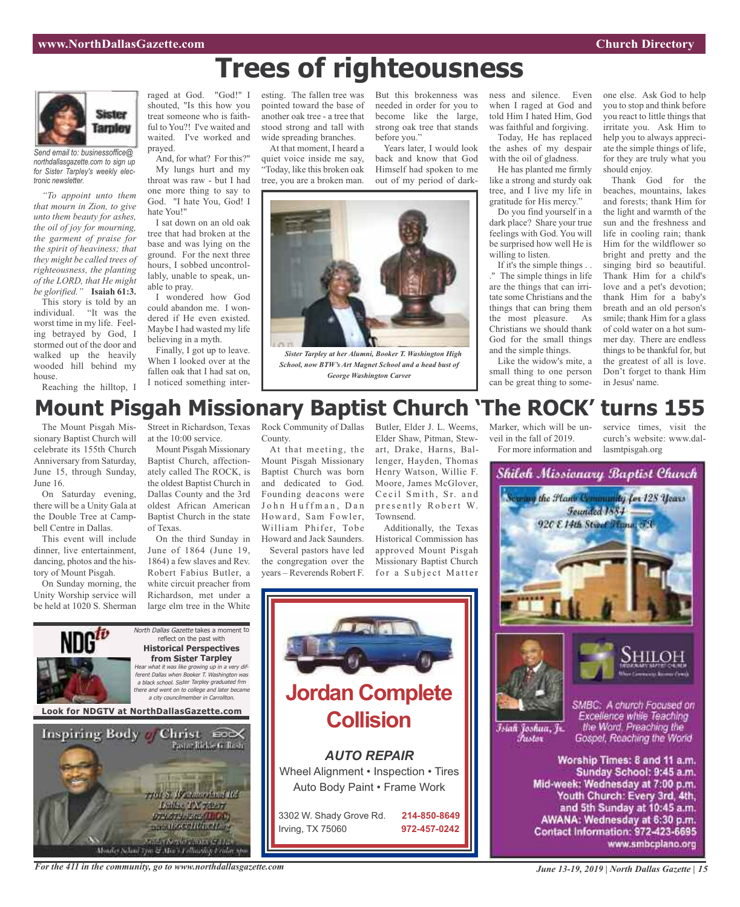# Trees of righteousness

**Sister Tarpley**

*Send email to: businessoffice@northdallasgazette.com to sign up for Sister Tarpley's weekly electronic newsletter.*

*"To appoint unto them that mourn in Zion, to give unto them beauty for ashes, the oil of joy for mourning, the garment of praise for the spirit of heaviness; that they might be called trees of righteousness, the planting of the LORD, that He might be glorified."* **Isaiah 61:3.**

This story is told by an individual. "It was the worst time in my life. Feeling betrayed by God, I stormed out of the door and walked up the heavily wooded hill behind my house.

Reaching the hilltop, I raged at God. "God!" I shouted, "Is this how you treat someone who is faithful to You?! I've waited and waited. I've worked and prayed.

And, for what? For this?" My lungs hurt and my throat was raw - but I had one more thing to say to God. "I hate You, God! I hate You!"

I sat down on an old oak tree that had broken at the base and was lying on the ground. For the next three hours, I sobbed uncontrollably, unable to speak, unable to pray.

I wondered how God could abandon me. I wondered if He even existed. Maybe I had wasted my life believing in a myth.

Finally, I got up to leave. When I looked over at the fallen oak that I had sat on, I noticed something interesting. The fallen tree was pointed toward the base of another oak tree - a tree that stood strong and tall with wide spreading branches.

At that moment, I heard a quiet voice inside me say, "Today, like this broken oak tree, you are a broken man. But this brokenness was needed in order for you to become like the large, strong oak tree that stands before you."

Years later, I would look back and know that God Himself had spoken to me out of my period of darkness and silence. Even when I raged at God and told Him I hated Him, God was faithful and forgiving.

Today, He has replaced the ashes of my despair with the oil of gladness.

He has planted me firmly like a strong and sturdy oak tree, and I live my life in gratitude for His mercy."

Do you find yourself in a dark place? Share your true feelings with God. You will be surprised how well He is willing to listen.

If it's the simple things . . ." The simple things in life are the things that can irritate some Christians and the things that can bring them the most pleasure. As Christians we should thank God for the small things and the simple things.

Like the widow's mite, a small thing to one person can be great thing to someone else. Ask God to help you to stop and think before you react to little things that irritate you. Ask Him to help you to always appreciate the simple things of life, for they are truly what you should enjoy.

Thank God for the beaches, mountains, lakes and forests; thank Him for the light and warmth of the sun and the freshness and life in cooling rain; thank Him for the wildflower so bright and pretty and the singing bird so beautiful. Thank Him for a child's love and a pet's devotion; thank Him for a baby's breath and an old person's smile; thank Him for a glass of cold water on a hot summer day. There are endless things to be thankful for, but the greatest of all is love. Don't forget to thank Him in Jesus' name.

*Sister Tarpley at her Alumni, Booker T. Washington High School, now BTW's Art Magnet School and a head bust of George Washington Carver*

# Mount Pisgah Missionary Baptist Church 'The ROCK' turns 155

The Mount Pisgah Missionary Baptist Church will celebrate its 155th Church Anniversary from Saturday, June 15, through Sunday, June 16.

On Saturday evening, there will be a Unity Gala at the Double Tree at Campbell Centre in Dallas.

This event will include dinner, live entertainment, dancing, photos and the history of Mount Pisgah.

On Sunday morning, the Unity Worship service will be held at 1020 S. Sherman Street in Richardson, Texas at the 10:00 service.

Mount Pisgah Missionary Baptist Church, affectionately called The ROCK, is the oldest Baptist Church in Dallas County and the 3rd oldest African American Baptist Church in the state of Texas.

On the third Sunday in June of 1864 (June 19, 1864) a few slaves and Rev. Robert Fabius Butler, a white circuit preacher from Richardson, met under a large elm tree in the White Rock Community of Dallas County.

At that meeting, the Mount Pisgah Missionary Baptist Church was born and dedicated to God. Founding deacons were John Huffman, Dan Howard, Sam Fowler, William Phifer, Tobe Howard and Jack Saunders.

Several pastors have led the congregation over the years – Reverends Robert F. Butler, Elder J. L. Weems, Elder Shaw, Pitman, Stewart, Drake, Harns, Ballenger, Hayden, Thomas Henry Watson, Willie F. Moore, James McGlover, Cecil Smith, Sr. and presently Robert W. Townsend.

Additionally, the Texas Historical Commission has approved Mount Pisgah Missionary Baptist Church for a Subject Matter Marker, which will be unveil in the fall of 2019.

For more information and service times, visit the curch's website: www.dallasmtpisgah.org

---

**NDGtv**

*North Dallas Gazette* takes a moment to reflect on the past with **Historical Perspectives from Sister Tarpley**

*Hear what it was like growing up in a very different Dallas when Booker T. Washington was a black school. Sister Tarpley graduated frm there and went on to college and later became a city councilmember in Carrollton.*

**Look for NDGTV at NorthDallasGazette.com**

---

**Inspiring Body of Christ**
Pastor Rickie G. Rush
7701 S. Westmoreland Rd
Dallas, TX 75237
972-372-4262 (IBOC)
www.IBOCCHURCH.org
Sunday Service 8:00am & 11am
Monday School 7pm & Men's Fellowship Friday 8pm

---

# Jordan Complete Collision

***AUTO REPAIR***

Wheel Alignment • Inspection • Tires
Auto Body Paint • Frame Work

3302 W. Shady Grove Rd.
Irving, TX 75060

**214-850-8649**
**972-457-0242**

---

***Shiloh Missionary Baptist Church***

*Serving the Plano Community for 128 Years*
*Founded 1884*
*920 E 14th Street Plano, TX*

SHILOH — Missionary Baptist Church — Where Community Becomes Family

*Isiah Joshua, Jr. Pastor*

*SMBC: A church Focused on Excellence while Teaching the Word, Preaching the Gospel, Reaching the World*

**Worship Times: 8 and 11 a.m.**
**Sunday School: 9:45 a.m.**
**Mid-week: Wednesday at 7:00 p.m.**
**Youth Church: Every 3rd, 4th, and 5th Sunday at 10:45 a.m.**
**AWANA: Wednesday at 6:30 p.m.**
**Contact Information: 972-423-6695**
**www.smbcplano.org**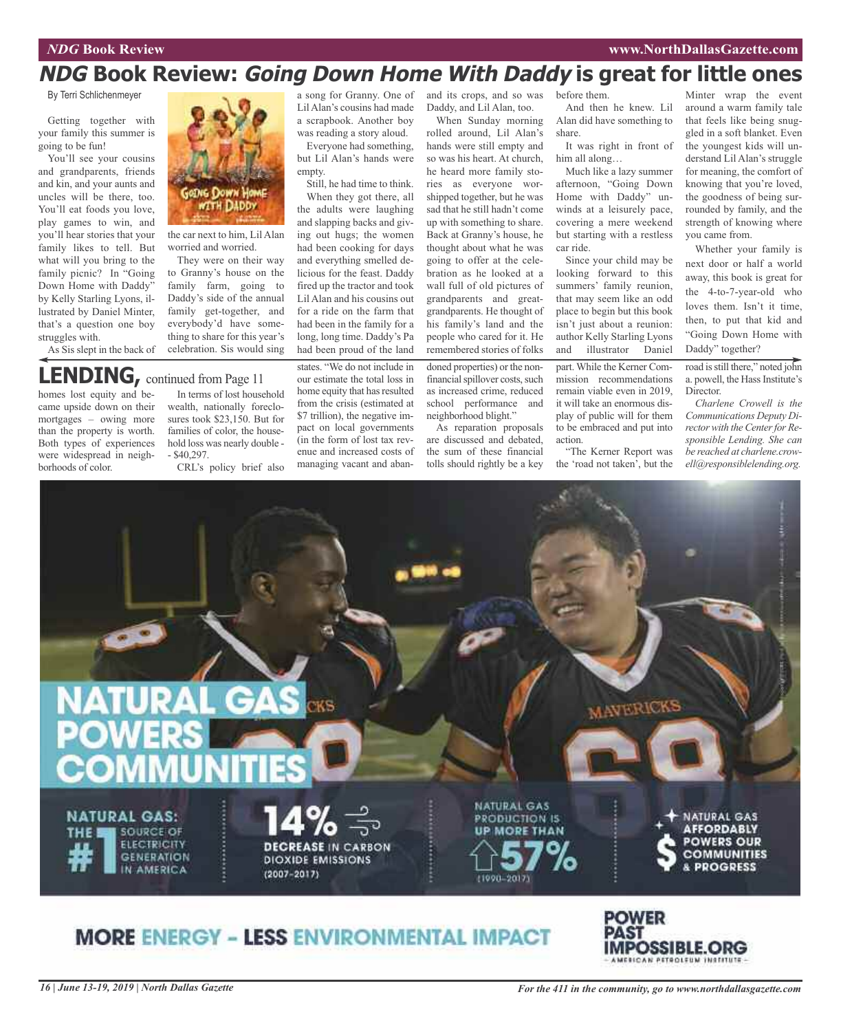# *NDG* Book Review: *Going Down Home With Daddy* is great for little ones

By Terri Schlichenmeyer

Getting together with your family this summer is going to be fun!

You'll see your cousins and grandparents, friends and kin, and your aunts and uncles will be there, too. You'll eat foods you love, play games to win, and you'll hear stories that your family likes to tell. But what will you bring to the family picnic? In "Going Down Home with Daddy" by Kelly Starling Lyons, illustrated by Daniel Minter, that's a question one boy struggles with.

As Sis slept in the back of the car next to him, Lil Alan worried and worried.

They were on their way to Granny's house on the family farm, going to Daddy's side of the annual family get-together, and everybody'd have something to share for this year's celebration. Sis would sing a song for Granny. One of Lil Alan's cousins had made a scrapbook. Another boy was reading a story aloud.

Everyone had something, but Lil Alan's hands were empty.

Still, he had time to think.

When they got there, all the adults were laughing and slapping backs and giving out hugs; the women had been cooking for days and everything smelled delicious for the feast. Daddy fired up the tractor and took Lil Alan and his cousins out for a ride on the farm that had been in the family for a long, long time. Daddy's Pa had been proud of the land and its crops, and so was Daddy, and Lil Alan, too.

When Sunday morning rolled around, Lil Alan's hands were still empty and so was his heart. At church, he heard more family stories as everyone worshipped together, but he was sad that he still hadn't come up with something to share. Back at Granny's house, he thought about what he was going to offer at the celebration as he looked at a wall full of old pictures of grandparents and great-grandparents. He thought of his family's land and the people who cared for it. He remembered stories of folks before them.

And then he knew. Lil Alan did have something to share.

It was right in front of him all along…

Much like a lazy summer afternoon, "Going Down Home with Daddy" unwinds at a leisurely pace, covering a mere weekend but starting with a restless car ride.

Since your child may be looking forward to this summers' family reunion, that may seem like an odd place to begin but this book isn't just about a reunion: author Kelly Starling Lyons and illustrator Daniel Minter wrap the event around a warm family tale that feels like being snuggled in a soft blanket. Even the youngest kids will understand Lil Alan's struggle for meaning, the comfort of knowing that you're loved, the goodness of being surrounded by family, and the strength of knowing where you came from.

Whether your family is next door or half a world away, this book is great for the 4-to-7-year-old who loves them. Isn't it time, then, to put that kid and "Going Down Home with Daddy" together?

## LENDING, continued from Page 11

homes lost equity and became upside down on their mortgages – owing more than the property is worth. Both types of experiences were widespread in neighborhoods of color.

In terms of lost household wealth, nationally foreclosures took $23,150. But for families of color, the household loss was nearly double -- $40,297.

CRL's policy brief also states. "We do not include in our estimate the total loss in home equity that has resulted from the crisis (estimated at $7 trillion), the negative impact on local governments (in the form of lost tax revenue and increased costs of managing vacant and abandoned properties) or the non-financial spillover costs, such as increased crime, reduced school performance and neighborhood blight."

As reparation proposals are discussed and debated, the sum of these financial tolls should rightly be a key part. While the Kerner Commission recommendations remain viable even in 2019, it will take an enormous display of public will for them to be embraced and put into action.

"The Kerner Report was the 'road not taken', but the road is still there," noted john a. powell, the Hass Institute's Director.

*Charlene Crowell is the Communications Deputy Director with the Center for Responsible Lending. She can be reached at charlene.crowell@responsiblelending.org.*

NATURAL GAS POWERS COMMUNITIES

NATURAL GAS: THE #1 SOURCE OF ELECTRICITY GENERATION IN AMERICA

14% DECREASE IN CARBON DIOXIDE EMISSIONS (2007-2017)

NATURAL GAS PRODUCTION IS UP MORE THAN 57% (1990-2017)

NATURAL GAS AFFORDABLY POWERS OUR COMMUNITIES & PROGRESS

MORE ENERGY – LESS ENVIRONMENTAL IMPACT

POWER PAST IMPOSSIBLE.ORG – AMERICAN PETROLEUM INSTITUTE –